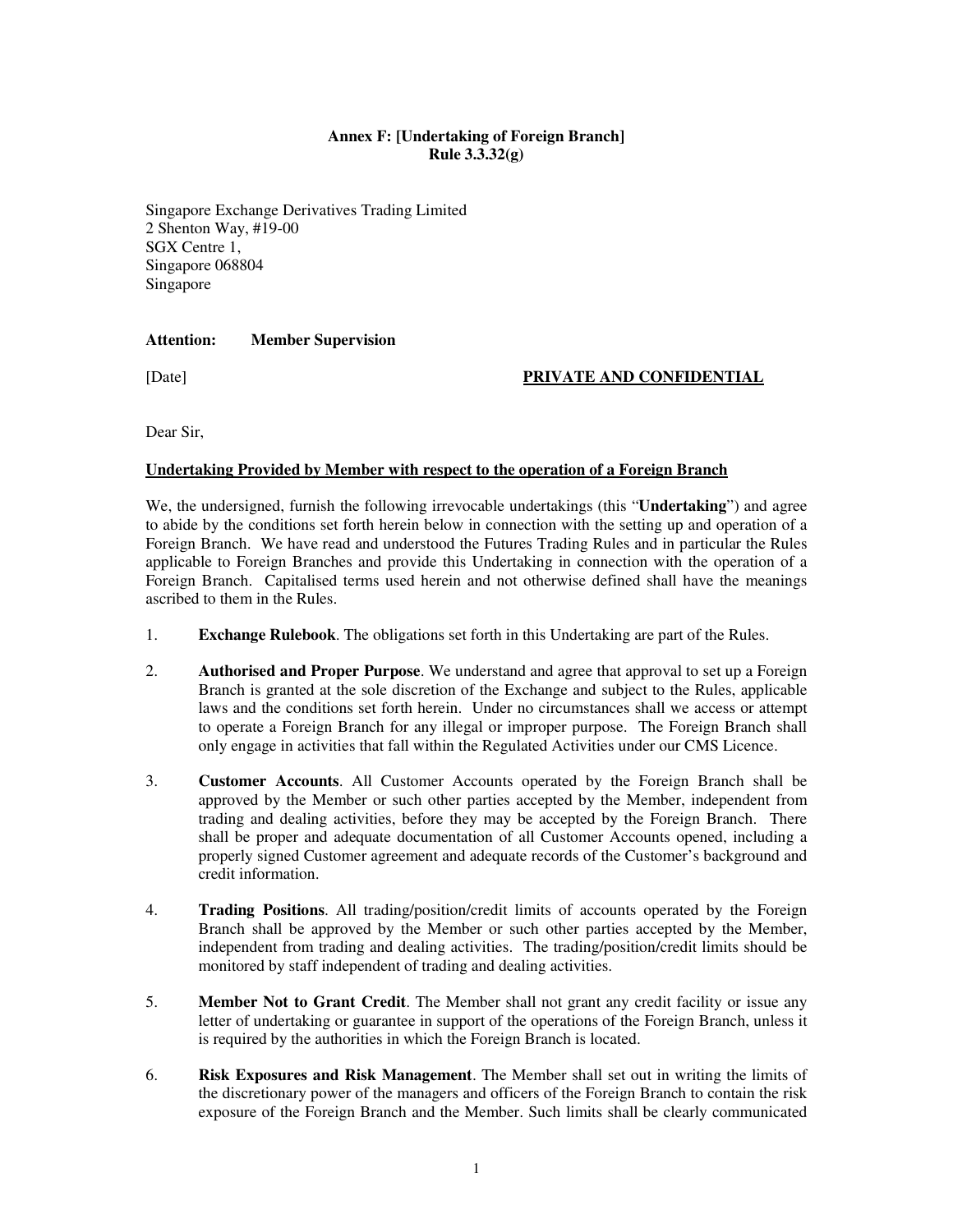**Annex F: [Undertaking of Foreign Branch]**
**Rule 3.3.32(g)**

Singapore Exchange Derivatives Trading Limited
2 Shenton Way, #19-00
SGX Centre 1,
Singapore 068804
Singapore

**Attention: Member Supervision**

[Date] **PRIVATE AND CONFIDENTIAL**

Dear Sir,

**Undertaking Provided by Member with respect to the operation of a Foreign Branch**

We, the undersigned, furnish the following irrevocable undertakings (this "**Undertaking**") and agree to abide by the conditions set forth herein below in connection with the setting up and operation of a Foreign Branch. We have read and understood the Futures Trading Rules and in particular the Rules applicable to Foreign Branches and provide this Undertaking in connection with the operation of a Foreign Branch. Capitalised terms used herein and not otherwise defined shall have the meanings ascribed to them in the Rules.

1. **Exchange Rulebook**. The obligations set forth in this Undertaking are part of the Rules.

2. **Authorised and Proper Purpose**. We understand and agree that approval to set up a Foreign Branch is granted at the sole discretion of the Exchange and subject to the Rules, applicable laws and the conditions set forth herein. Under no circumstances shall we access or attempt to operate a Foreign Branch for any illegal or improper purpose. The Foreign Branch shall only engage in activities that fall within the Regulated Activities under our CMS Licence.

3. **Customer Accounts**. All Customer Accounts operated by the Foreign Branch shall be approved by the Member or such other parties accepted by the Member, independent from trading and dealing activities, before they may be accepted by the Foreign Branch. There shall be proper and adequate documentation of all Customer Accounts opened, including a properly signed Customer agreement and adequate records of the Customer's background and credit information.

4. **Trading Positions**. All trading/position/credit limits of accounts operated by the Foreign Branch shall be approved by the Member or such other parties accepted by the Member, independent from trading and dealing activities. The trading/position/credit limits should be monitored by staff independent of trading and dealing activities.

5. **Member Not to Grant Credit**. The Member shall not grant any credit facility or issue any letter of undertaking or guarantee in support of the operations of the Foreign Branch, unless it is required by the authorities in which the Foreign Branch is located.

6. **Risk Exposures and Risk Management**. The Member shall set out in writing the limits of the discretionary power of the managers and officers of the Foreign Branch to contain the risk exposure of the Foreign Branch and the Member. Such limits shall be clearly communicated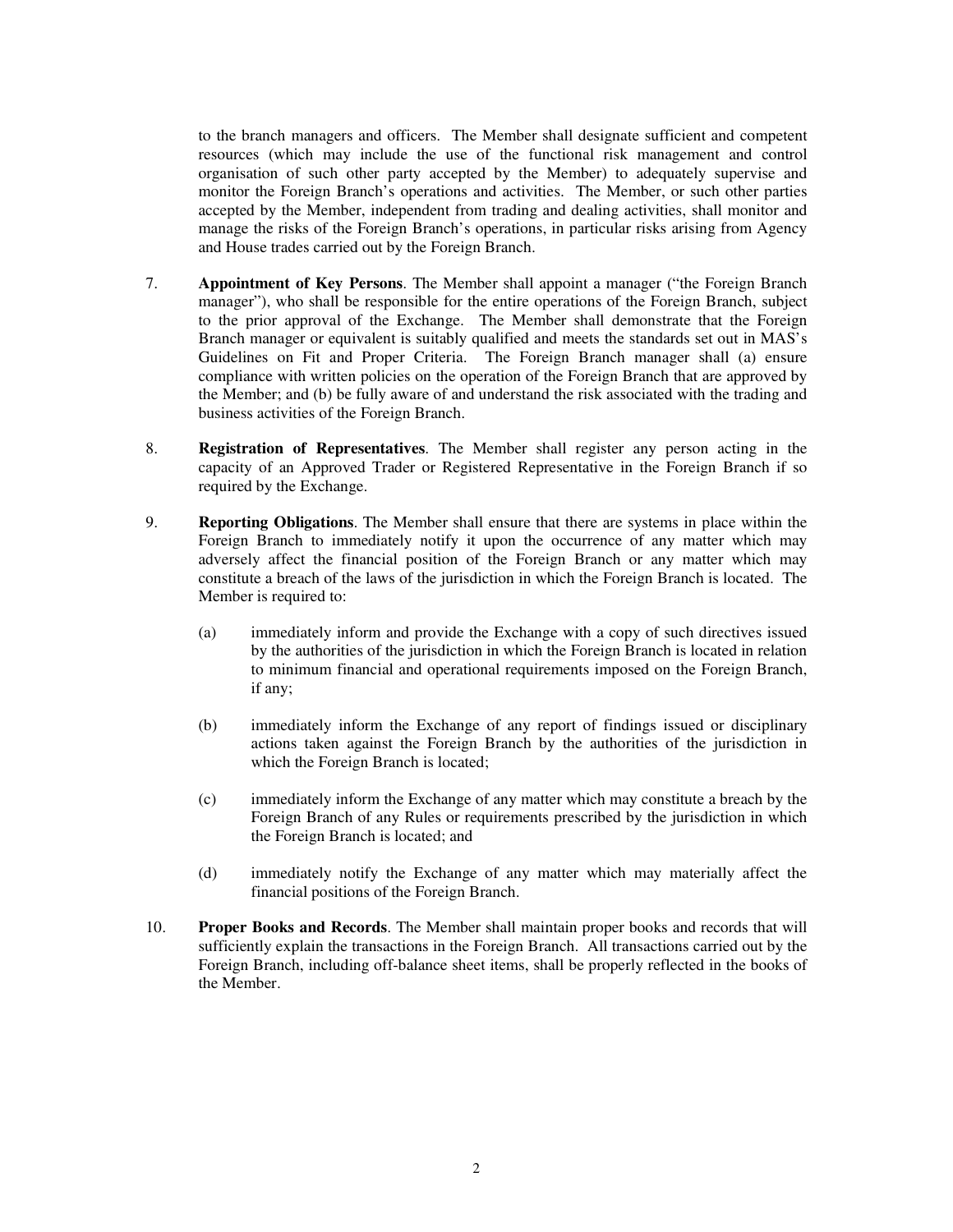to the branch managers and officers. The Member shall designate sufficient and competent resources (which may include the use of the functional risk management and control organisation of such other party accepted by the Member) to adequately supervise and monitor the Foreign Branch's operations and activities. The Member, or such other parties accepted by the Member, independent from trading and dealing activities, shall monitor and manage the risks of the Foreign Branch's operations, in particular risks arising from Agency and House trades carried out by the Foreign Branch.

7. **Appointment of Key Persons**. The Member shall appoint a manager ("the Foreign Branch manager"), who shall be responsible for the entire operations of the Foreign Branch, subject to the prior approval of the Exchange. The Member shall demonstrate that the Foreign Branch manager or equivalent is suitably qualified and meets the standards set out in MAS's Guidelines on Fit and Proper Criteria. The Foreign Branch manager shall (a) ensure compliance with written policies on the operation of the Foreign Branch that are approved by the Member; and (b) be fully aware of and understand the risk associated with the trading and business activities of the Foreign Branch.

8. **Registration of Representatives**. The Member shall register any person acting in the capacity of an Approved Trader or Registered Representative in the Foreign Branch if so required by the Exchange.

9. **Reporting Obligations**. The Member shall ensure that there are systems in place within the Foreign Branch to immediately notify it upon the occurrence of any matter which may adversely affect the financial position of the Foreign Branch or any matter which may constitute a breach of the laws of the jurisdiction in which the Foreign Branch is located. The Member is required to:

   (a) immediately inform and provide the Exchange with a copy of such directives issued by the authorities of the jurisdiction in which the Foreign Branch is located in relation to minimum financial and operational requirements imposed on the Foreign Branch, if any;

   (b) immediately inform the Exchange of any report of findings issued or disciplinary actions taken against the Foreign Branch by the authorities of the jurisdiction in which the Foreign Branch is located;

   (c) immediately inform the Exchange of any matter which may constitute a breach by the Foreign Branch of any Rules or requirements prescribed by the jurisdiction in which the Foreign Branch is located; and

   (d) immediately notify the Exchange of any matter which may materially affect the financial positions of the Foreign Branch.

10. **Proper Books and Records**. The Member shall maintain proper books and records that will sufficiently explain the transactions in the Foreign Branch. All transactions carried out by the Foreign Branch, including off-balance sheet items, shall be properly reflected in the books of the Member.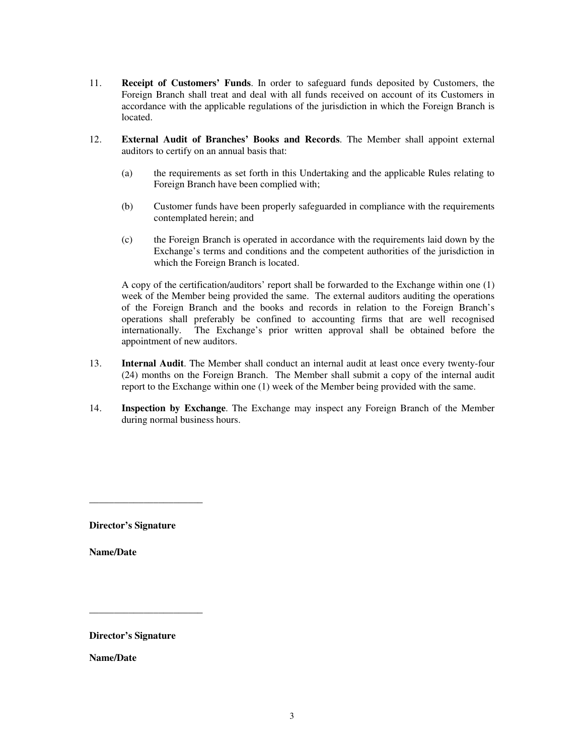11. **Receipt of Customers' Funds**. In order to safeguard funds deposited by Customers, the Foreign Branch shall treat and deal with all funds received on account of its Customers in accordance with the applicable regulations of the jurisdiction in which the Foreign Branch is located.

12. **External Audit of Branches' Books and Records**. The Member shall appoint external auditors to certify on an annual basis that:

    (a) the requirements as set forth in this Undertaking and the applicable Rules relating to Foreign Branch have been complied with;

    (b) Customer funds have been properly safeguarded in compliance with the requirements contemplated herein; and

    (c) the Foreign Branch is operated in accordance with the requirements laid down by the Exchange's terms and conditions and the competent authorities of the jurisdiction in which the Foreign Branch is located.

    A copy of the certification/auditors' report shall be forwarded to the Exchange within one (1) week of the Member being provided the same. The external auditors auditing the operations of the Foreign Branch and the books and records in relation to the Foreign Branch's operations shall preferably be confined to accounting firms that are well recognised internationally. The Exchange's prior written approval shall be obtained before the appointment of new auditors.

13. **Internal Audit**. The Member shall conduct an internal audit at least once every twenty-four (24) months on the Foreign Branch. The Member shall submit a copy of the internal audit report to the Exchange within one (1) week of the Member being provided with the same.

14. **Inspection by Exchange**. The Exchange may inspect any Foreign Branch of the Member during normal business hours.

\_\_\_\_\_\_\_\_\_\_\_\_\_\_\_\_\_\_\_\_\_\_\_\_

**Director's Signature**

**Name/Date**

\_\_\_\_\_\_\_\_\_\_\_\_\_\_\_\_\_\_\_\_\_\_\_\_

**Director's Signature**

**Name/Date**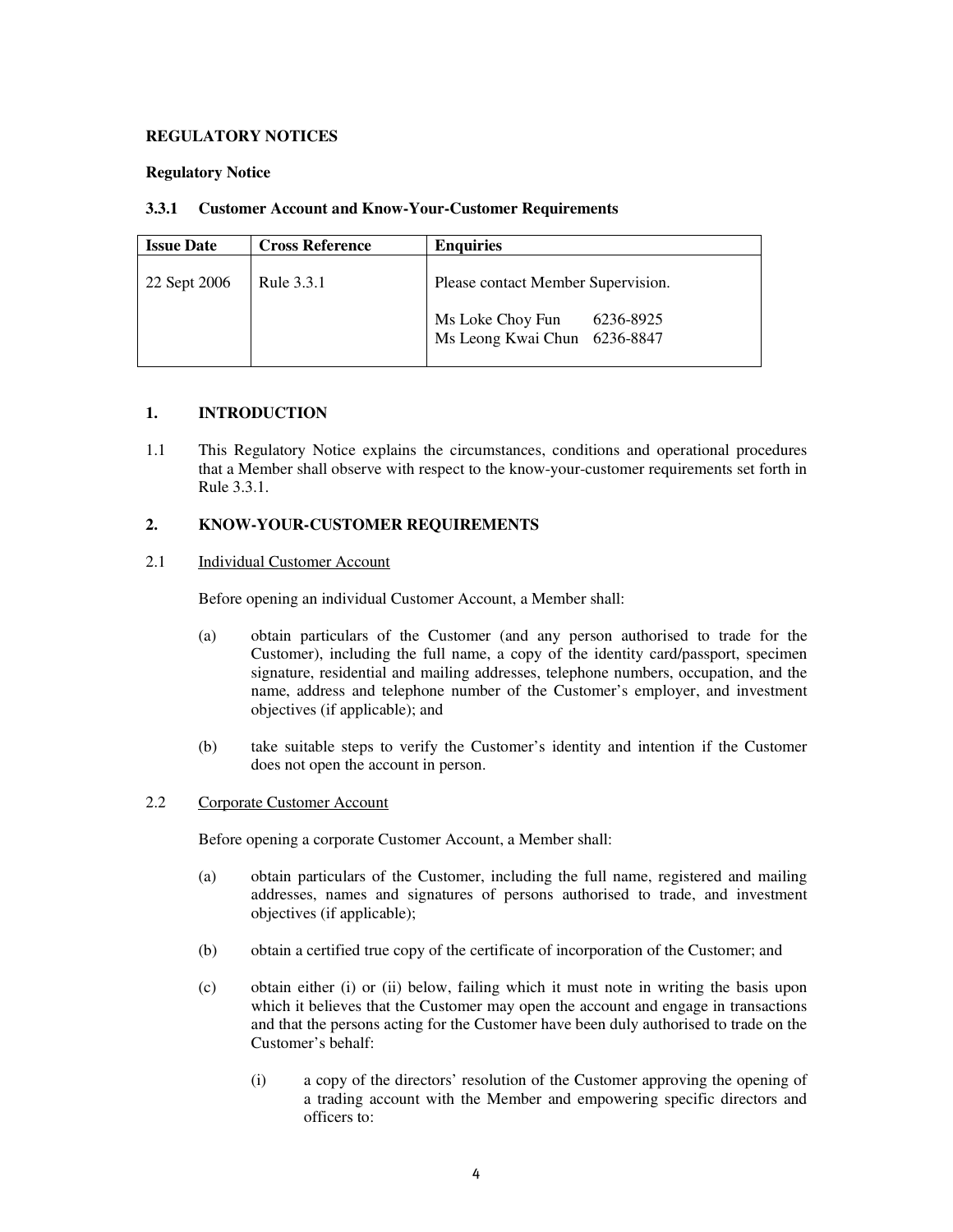**REGULATORY NOTICES**

**Regulatory Notice**

### 3.3.1 Customer Account and Know-Your-Customer Requirements

| **Issue Date** | **Cross Reference** | **Enquiries** |
|---|---|---|
| 22 Sept 2006 | Rule 3.3.1 | Please contact Member Supervision.<br><br>Ms Loke Choy Fun 6236-8925<br>Ms Leong Kwai Chun 6236-8847 |

## 1. INTRODUCTION

1.1 This Regulatory Notice explains the circumstances, conditions and operational procedures that a Member shall observe with respect to the know-your-customer requirements set forth in Rule 3.3.1.

## 2. KNOW-YOUR-CUSTOMER REQUIREMENTS

2.1 Individual Customer Account

Before opening an individual Customer Account, a Member shall:

(a) obtain particulars of the Customer (and any person authorised to trade for the Customer), including the full name, a copy of the identity card/passport, specimen signature, residential and mailing addresses, telephone numbers, occupation, and the name, address and telephone number of the Customer's employer, and investment objectives (if applicable); and

(b) take suitable steps to verify the Customer's identity and intention if the Customer does not open the account in person.

2.2 Corporate Customer Account

Before opening a corporate Customer Account, a Member shall:

(a) obtain particulars of the Customer, including the full name, registered and mailing addresses, names and signatures of persons authorised to trade, and investment objectives (if applicable);

(b) obtain a certified true copy of the certificate of incorporation of the Customer; and

(c) obtain either (i) or (ii) below, failing which it must note in writing the basis upon which it believes that the Customer may open the account and engage in transactions and that the persons acting for the Customer have been duly authorised to trade on the Customer's behalf:

(i) a copy of the directors' resolution of the Customer approving the opening of a trading account with the Member and empowering specific directors and officers to: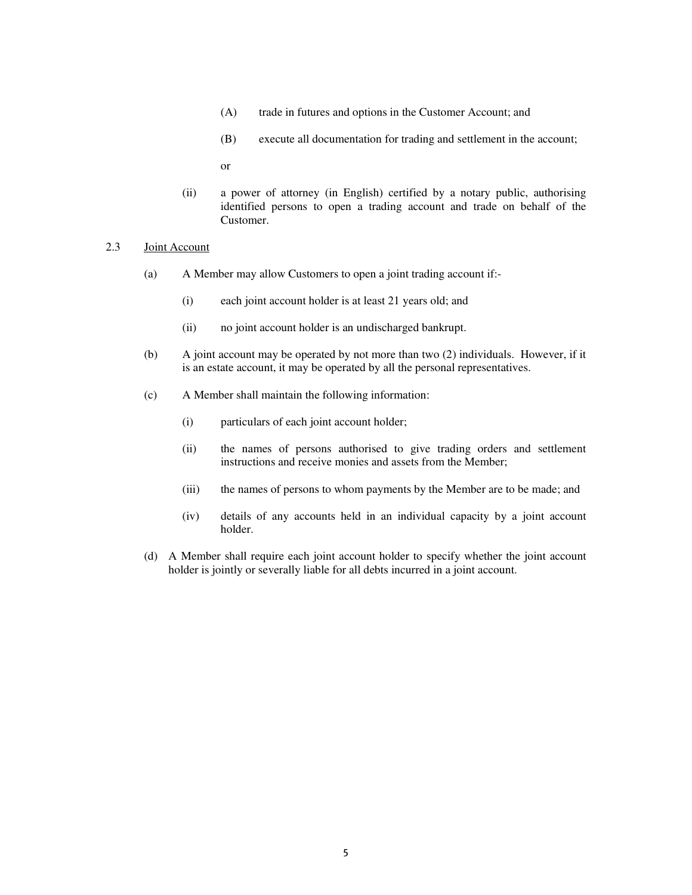(A) trade in futures and options in the Customer Account; and

(B) execute all documentation for trading and settlement in the account;

or

(ii) a power of attorney (in English) certified by a notary public, authorising identified persons to open a trading account and trade on behalf of the Customer.

2.3 Joint Account

(a) A Member may allow Customers to open a joint trading account if:-

(i) each joint account holder is at least 21 years old; and

(ii) no joint account holder is an undischarged bankrupt.

(b) A joint account may be operated by not more than two (2) individuals. However, if it is an estate account, it may be operated by all the personal representatives.

(c) A Member shall maintain the following information:

(i) particulars of each joint account holder;

(ii) the names of persons authorised to give trading orders and settlement instructions and receive monies and assets from the Member;

(iii) the names of persons to whom payments by the Member are to be made; and

(iv) details of any accounts held in an individual capacity by a joint account holder.

(d) A Member shall require each joint account holder to specify whether the joint account holder is jointly or severally liable for all debts incurred in a joint account.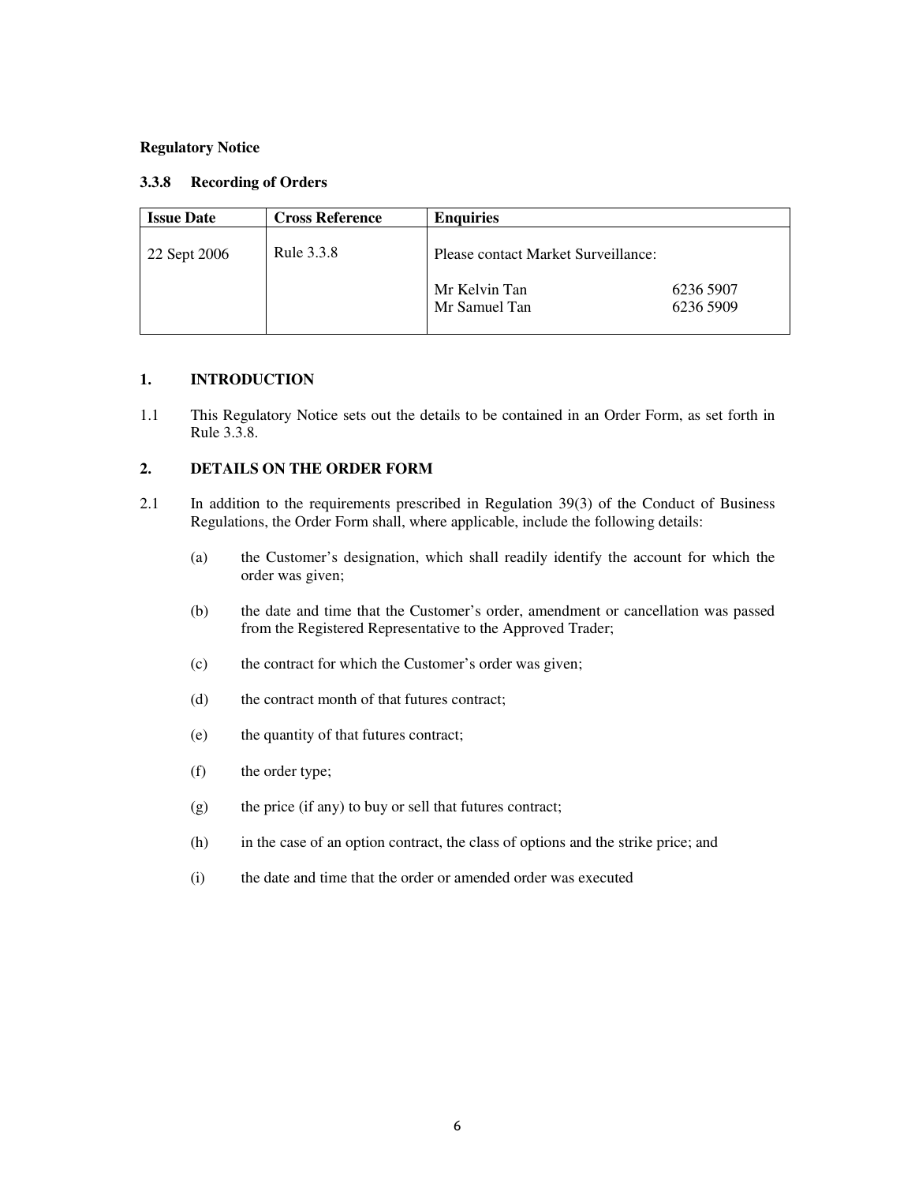**Regulatory Notice**

**3.3.8 Recording of Orders**

| Issue Date | Cross Reference | Enquiries |
| --- | --- | --- |
| 22 Sept 2006 | Rule 3.3.8 | Please contact Market Surveillance:<br><br>Mr Kelvin Tan 6236 5907<br>Mr Samuel Tan 6236 5909 |

## 1. INTRODUCTION

1.1 This Regulatory Notice sets out the details to be contained in an Order Form, as set forth in Rule 3.3.8.

## 2. DETAILS ON THE ORDER FORM

2.1 In addition to the requirements prescribed in Regulation 39(3) of the Conduct of Business Regulations, the Order Form shall, where applicable, include the following details:

(a) the Customer's designation, which shall readily identify the account for which the order was given;

(b) the date and time that the Customer's order, amendment or cancellation was passed from the Registered Representative to the Approved Trader;

(c) the contract for which the Customer's order was given;

(d) the contract month of that futures contract;

(e) the quantity of that futures contract;

(f) the order type;

(g) the price (if any) to buy or sell that futures contract;

(h) in the case of an option contract, the class of options and the strike price; and

(i) the date and time that the order or amended order was executed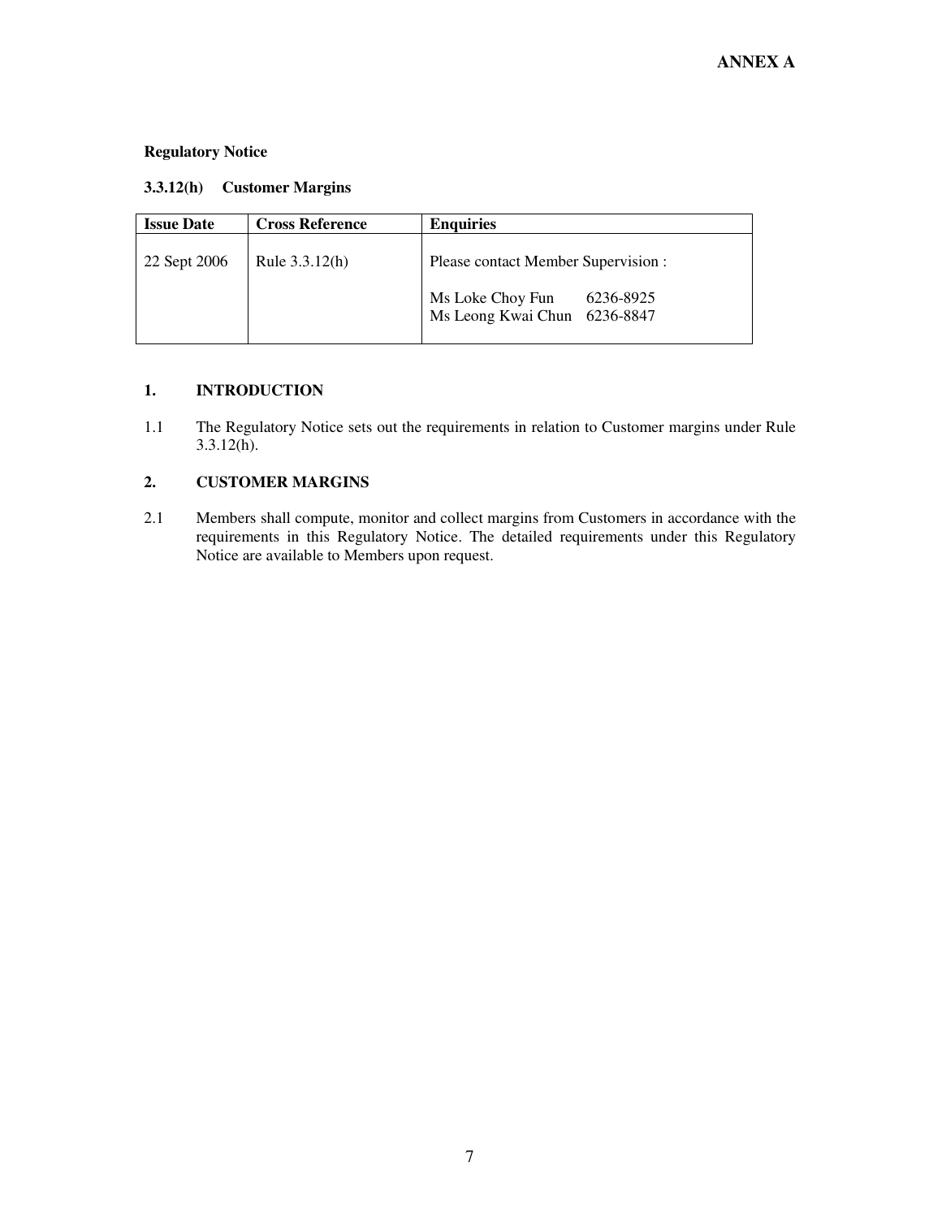**ANNEX A**

**Regulatory Notice**

**3.3.12(h) Customer Margins**

| Issue Date | Cross Reference | Enquiries |
|---|---|---|
| 22 Sept 2006 | Rule 3.3.12(h) | Please contact Member Supervision :<br><br>Ms Loke Choy Fun 6236-8925<br>Ms Leong Kwai Chun 6236-8847 |

## 1. INTRODUCTION

1.1 The Regulatory Notice sets out the requirements in relation to Customer margins under Rule 3.3.12(h).

## 2. CUSTOMER MARGINS

2.1 Members shall compute, monitor and collect margins from Customers in accordance with the requirements in this Regulatory Notice. The detailed requirements under this Regulatory Notice are available to Members upon request.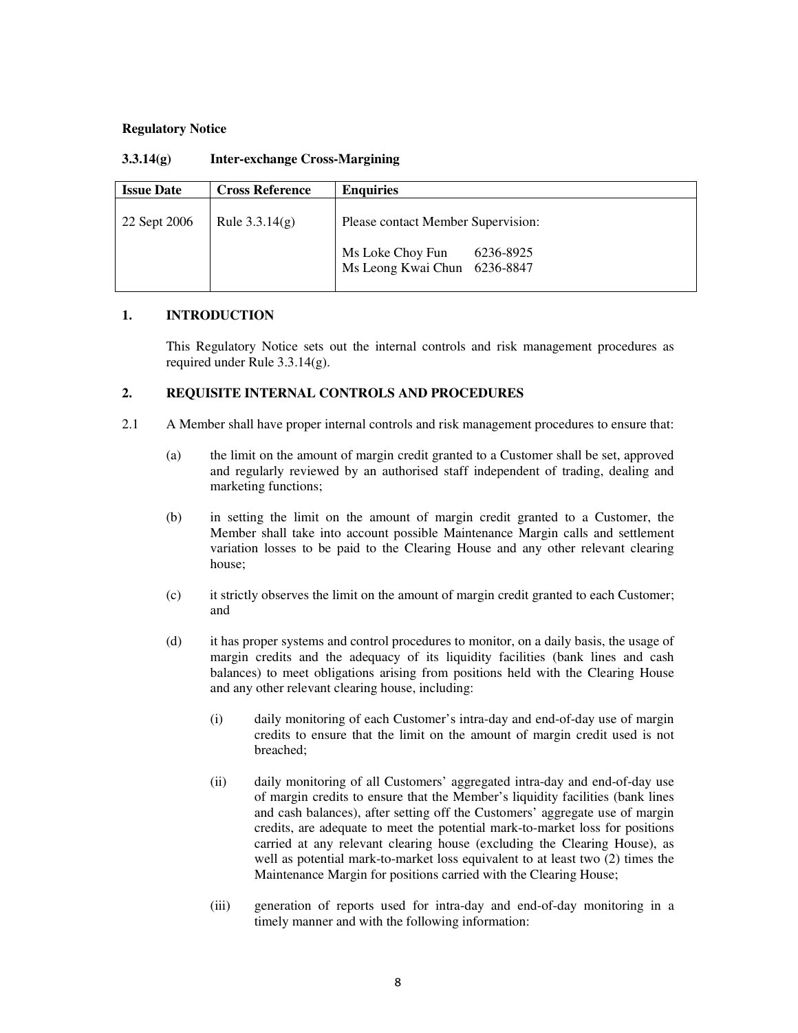**Regulatory Notice**

**3.3.14(g) Inter-exchange Cross-Margining**

| Issue Date | Cross Reference | Enquiries |
|---|---|---|
| 22 Sept 2006 | Rule 3.3.14(g) | Please contact Member Supervision:<br><br>Ms Loke Choy Fun 6236-8925<br>Ms Leong Kwai Chun 6236-8847 |

## 1. INTRODUCTION

This Regulatory Notice sets out the internal controls and risk management procedures as required under Rule 3.3.14(g).

## 2. REQUISITE INTERNAL CONTROLS AND PROCEDURES

2.1 A Member shall have proper internal controls and risk management procedures to ensure that:

(a) the limit on the amount of margin credit granted to a Customer shall be set, approved and regularly reviewed by an authorised staff independent of trading, dealing and marketing functions;

(b) in setting the limit on the amount of margin credit granted to a Customer, the Member shall take into account possible Maintenance Margin calls and settlement variation losses to be paid to the Clearing House and any other relevant clearing house;

(c) it strictly observes the limit on the amount of margin credit granted to each Customer; and

(d) it has proper systems and control procedures to monitor, on a daily basis, the usage of margin credits and the adequacy of its liquidity facilities (bank lines and cash balances) to meet obligations arising from positions held with the Clearing House and any other relevant clearing house, including:

(i) daily monitoring of each Customer's intra-day and end-of-day use of margin credits to ensure that the limit on the amount of margin credit used is not breached;

(ii) daily monitoring of all Customers' aggregated intra-day and end-of-day use of margin credits to ensure that the Member's liquidity facilities (bank lines and cash balances), after setting off the Customers' aggregate use of margin credits, are adequate to meet the potential mark-to-market loss for positions carried at any relevant clearing house (excluding the Clearing House), as well as potential mark-to-market loss equivalent to at least two (2) times the Maintenance Margin for positions carried with the Clearing House;

(iii) generation of reports used for intra-day and end-of-day monitoring in a timely manner and with the following information: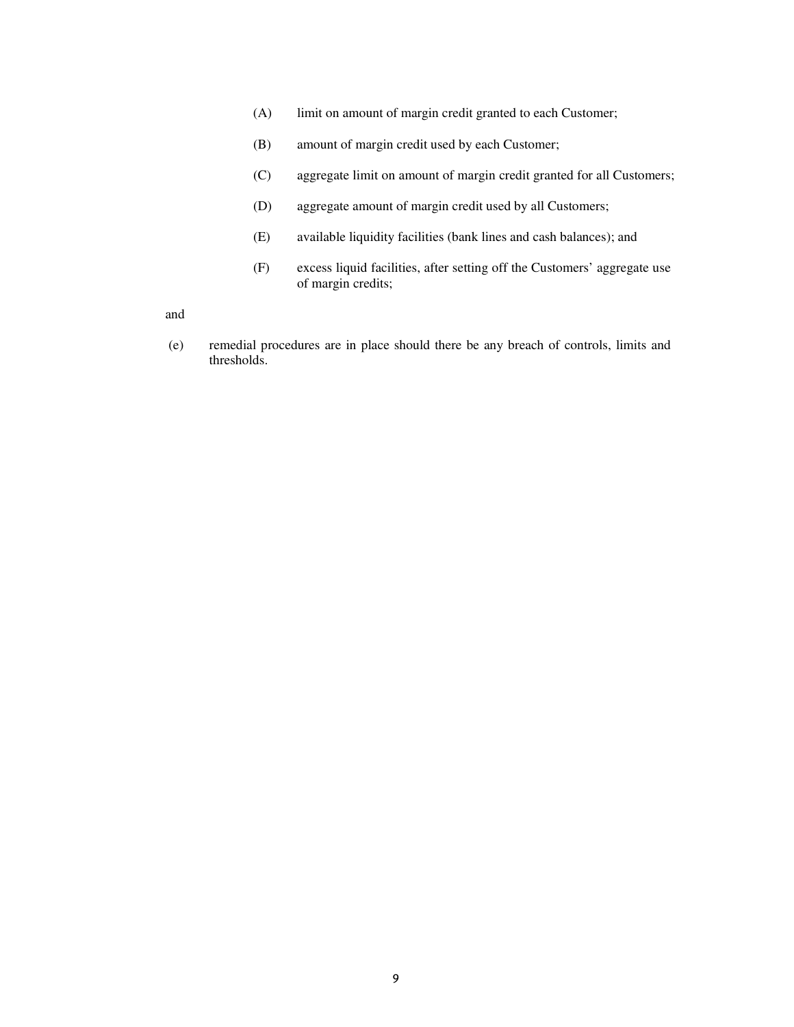(A) limit on amount of margin credit granted to each Customer;

(B) amount of margin credit used by each Customer;

(C) aggregate limit on amount of margin credit granted for all Customers;

(D) aggregate amount of margin credit used by all Customers;

(E) available liquidity facilities (bank lines and cash balances); and

(F) excess liquid facilities, after setting off the Customers' aggregate use of margin credits;

and

(e) remedial procedures are in place should there be any breach of controls, limits and thresholds.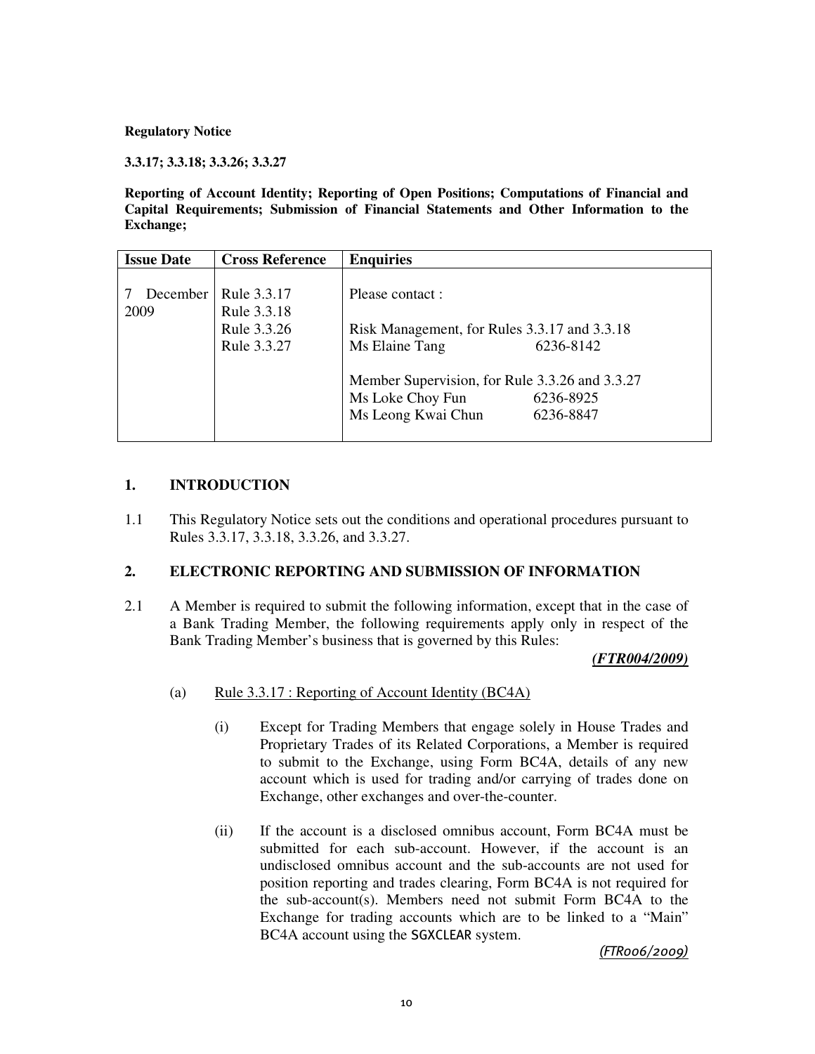**Regulatory Notice**

**3.3.17; 3.3.18; 3.3.26; 3.3.27**

**Reporting of Account Identity; Reporting of Open Positions; Computations of Financial and Capital Requirements; Submission of Financial Statements and Other Information to the Exchange;**

| Issue Date | Cross Reference | Enquiries |
|---|---|---|
| 7 December 2009 | Rule 3.3.17<br>Rule 3.3.18<br>Rule 3.3.26<br>Rule 3.3.27 | Please contact :<br><br>Risk Management, for Rules 3.3.17 and 3.3.18<br>Ms Elaine Tang 6236-8142<br><br>Member Supervision, for Rule 3.3.26 and 3.3.27<br>Ms Loke Choy Fun 6236-8925<br>Ms Leong Kwai Chun 6236-8847 |

## 1. INTRODUCTION

1.1 This Regulatory Notice sets out the conditions and operational procedures pursuant to Rules 3.3.17, 3.3.18, 3.3.26, and 3.3.27.

## 2. ELECTRONIC REPORTING AND SUBMISSION OF INFORMATION

2.1 A Member is required to submit the following information, except that in the case of a Bank Trading Member, the following requirements apply only in respect of the Bank Trading Member's business that is governed by this Rules:

***(FTR004/2009)***

(a) Rule 3.3.17 : Reporting of Account Identity (BC4A)

(i) Except for Trading Members that engage solely in House Trades and Proprietary Trades of its Related Corporations, a Member is required to submit to the Exchange, using Form BC4A, details of any new account which is used for trading and/or carrying of trades done on Exchange, other exchanges and over-the-counter.

(ii) If the account is a disclosed omnibus account, Form BC4A must be submitted for each sub-account. However, if the account is an undisclosed omnibus account and the sub-accounts are not used for position reporting and trades clearing, Form BC4A is not required for the sub-account(s). Members need not submit Form BC4A to the Exchange for trading accounts which are to be linked to a "Main" BC4A account using the SGXCLEAR system.

*(FTR006/2009)*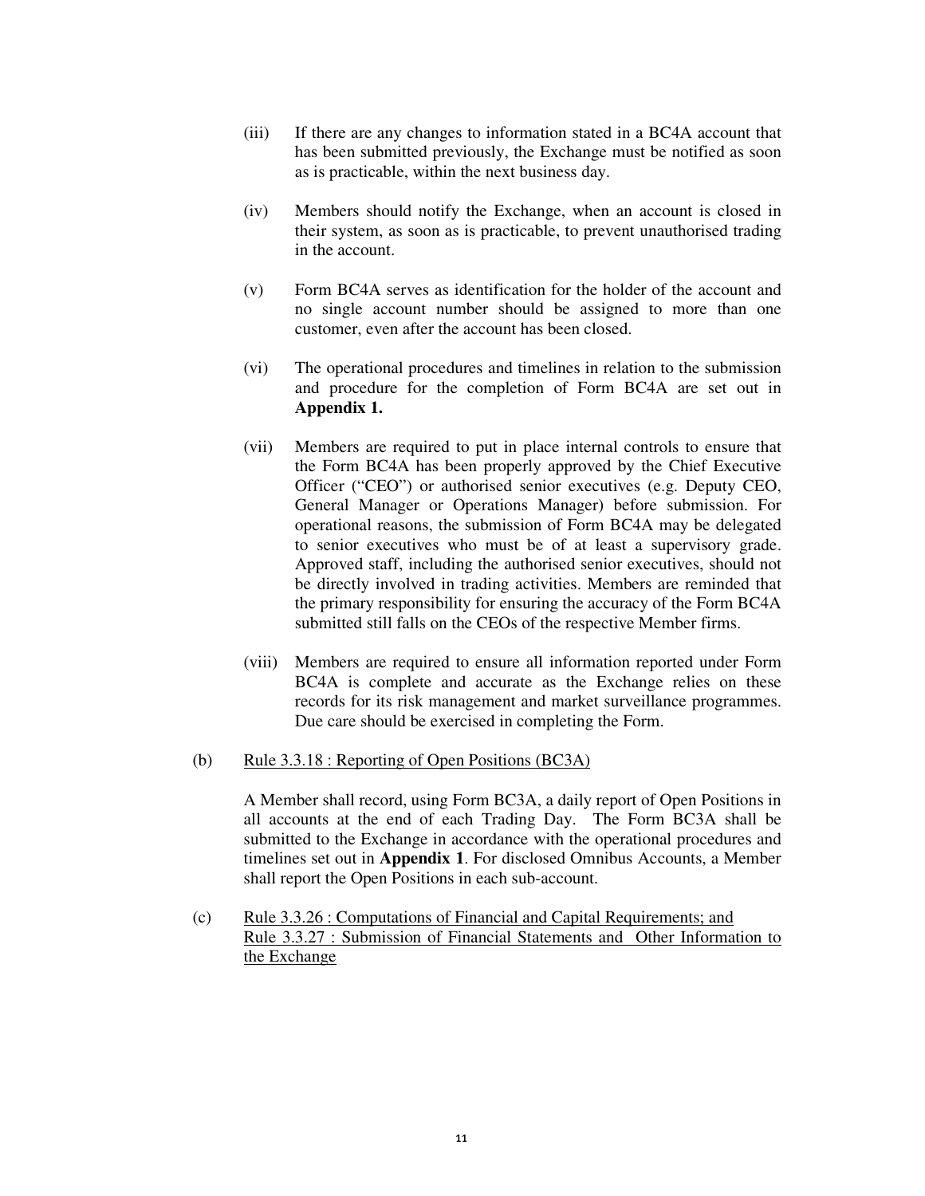(iii) If there are any changes to information stated in a BC4A account that has been submitted previously, the Exchange must be notified as soon as is practicable, within the next business day.

(iv) Members should notify the Exchange, when an account is closed in their system, as soon as is practicable, to prevent unauthorised trading in the account.

(v) Form BC4A serves as identification for the holder of the account and no single account number should be assigned to more than one customer, even after the account has been closed.

(vi) The operational procedures and timelines in relation to the submission and procedure for the completion of Form BC4A are set out in **Appendix 1.**

(vii) Members are required to put in place internal controls to ensure that the Form BC4A has been properly approved by the Chief Executive Officer ("CEO") or authorised senior executives (e.g. Deputy CEO, General Manager or Operations Manager) before submission. For operational reasons, the submission of Form BC4A may be delegated to senior executives who must be of at least a supervisory grade. Approved staff, including the authorised senior executives, should not be directly involved in trading activities. Members are reminded that the primary responsibility for ensuring the accuracy of the Form BC4A submitted still falls on the CEOs of the respective Member firms.

(viii) Members are required to ensure all information reported under Form BC4A is complete and accurate as the Exchange relies on these records for its risk management and market surveillance programmes. Due care should be exercised in completing the Form.

(b) <u>Rule 3.3.18 : Reporting of Open Positions (BC3A)</u>

A Member shall record, using Form BC3A, a daily report of Open Positions in all accounts at the end of each Trading Day. The Form BC3A shall be submitted to the Exchange in accordance with the operational procedures and timelines set out in **Appendix 1**. For disclosed Omnibus Accounts, a Member shall report the Open Positions in each sub-account.

(c) <u>Rule 3.3.26 : Computations of Financial and Capital Requirements; and Rule 3.3.27 : Submission of Financial Statements and Other Information to the Exchange</u>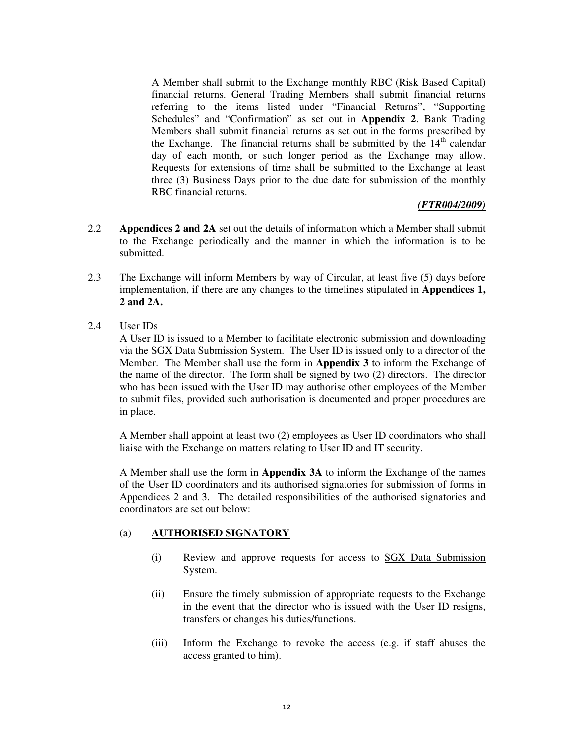A Member shall submit to the Exchange monthly RBC (Risk Based Capital) financial returns. General Trading Members shall submit financial returns referring to the items listed under "Financial Returns", "Supporting Schedules" and "Confirmation" as set out in **Appendix 2**. Bank Trading Members shall submit financial returns as set out in the forms prescribed by the Exchange. The financial returns shall be submitted by the 14th calendar day of each month, or such longer period as the Exchange may allow. Requests for extensions of time shall be submitted to the Exchange at least three (3) Business Days prior to the due date for submission of the monthly RBC financial returns.

***(FTR004/2009)***

2.2 **Appendices 2 and 2A** set out the details of information which a Member shall submit to the Exchange periodically and the manner in which the information is to be submitted.

2.3 The Exchange will inform Members by way of Circular, at least five (5) days before implementation, if there are any changes to the timelines stipulated in **Appendices 1, 2 and 2A.**

2.4 User IDs

A User ID is issued to a Member to facilitate electronic submission and downloading via the SGX Data Submission System. The User ID is issued only to a director of the Member. The Member shall use the form in **Appendix 3** to inform the Exchange of the name of the director. The form shall be signed by two (2) directors. The director who has been issued with the User ID may authorise other employees of the Member to submit files, provided such authorisation is documented and proper procedures are in place.

A Member shall appoint at least two (2) employees as User ID coordinators who shall liaise with the Exchange on matters relating to User ID and IT security.

A Member shall use the form in **Appendix 3A** to inform the Exchange of the names of the User ID coordinators and its authorised signatories for submission of forms in Appendices 2 and 3. The detailed responsibilities of the authorised signatories and coordinators are set out below:

(a) **AUTHORISED SIGNATORY**

(i) Review and approve requests for access to SGX Data Submission System.

(ii) Ensure the timely submission of appropriate requests to the Exchange in the event that the director who is issued with the User ID resigns, transfers or changes his duties/functions.

(iii) Inform the Exchange to revoke the access (e.g. if staff abuses the access granted to him).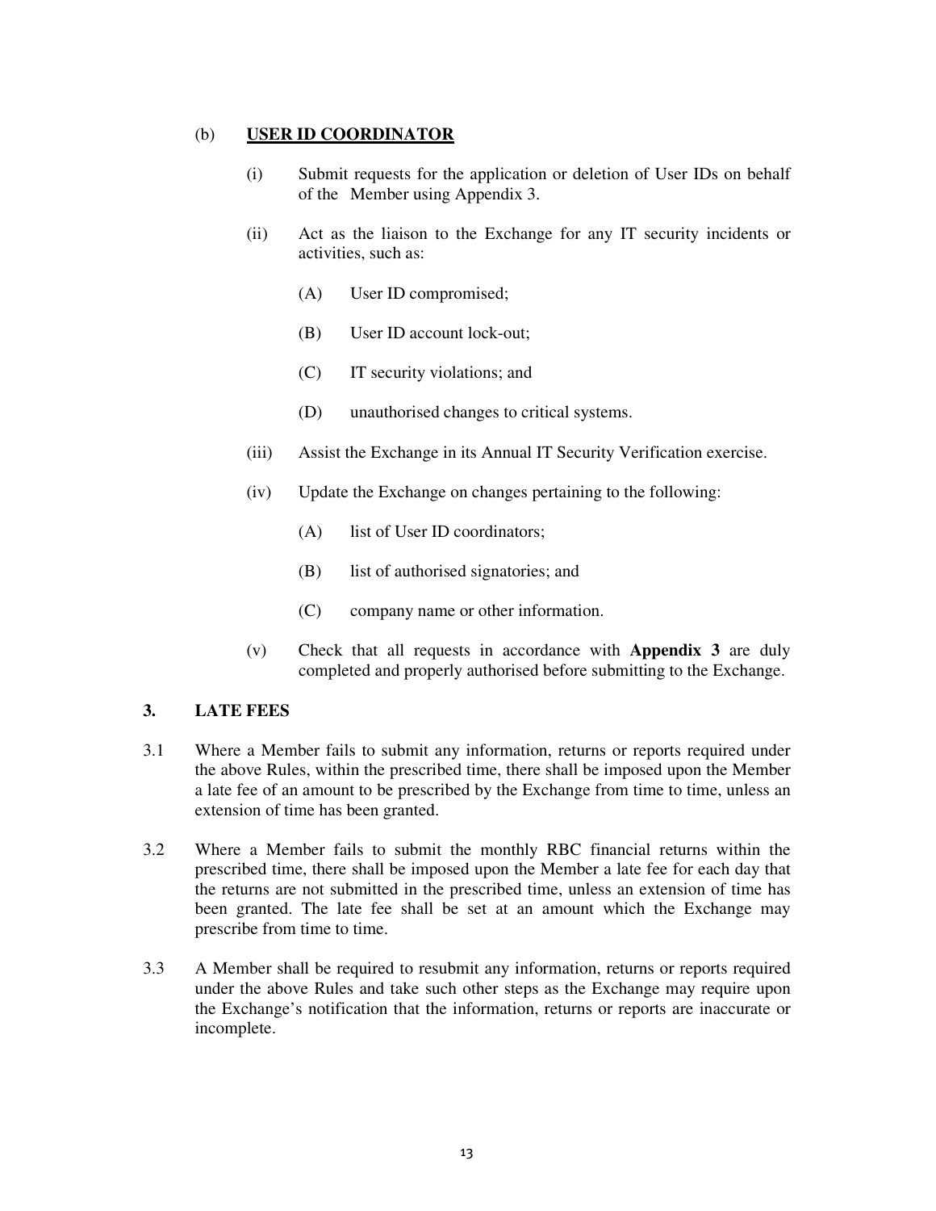(b) **USER ID COORDINATOR**

(i) Submit requests for the application or deletion of User IDs on behalf of the Member using Appendix 3.

(ii) Act as the liaison to the Exchange for any IT security incidents or activities, such as:

(A) User ID compromised;

(B) User ID account lock-out;

(C) IT security violations; and

(D) unauthorised changes to critical systems.

(iii) Assist the Exchange in its Annual IT Security Verification exercise.

(iv) Update the Exchange on changes pertaining to the following:

(A) list of User ID coordinators;

(B) list of authorised signatories; and

(C) company name or other information.

(v) Check that all requests in accordance with **Appendix 3** are duly completed and properly authorised before submitting to the Exchange.

### 3. LATE FEES

3.1 Where a Member fails to submit any information, returns or reports required under the above Rules, within the prescribed time, there shall be imposed upon the Member a late fee of an amount to be prescribed by the Exchange from time to time, unless an extension of time has been granted.

3.2 Where a Member fails to submit the monthly RBC financial returns within the prescribed time, there shall be imposed upon the Member a late fee for each day that the returns are not submitted in the prescribed time, unless an extension of time has been granted. The late fee shall be set at an amount which the Exchange may prescribe from time to time.

3.3 A Member shall be required to resubmit any information, returns or reports required under the above Rules and take such other steps as the Exchange may require upon the Exchange's notification that the information, returns or reports are inaccurate or incomplete.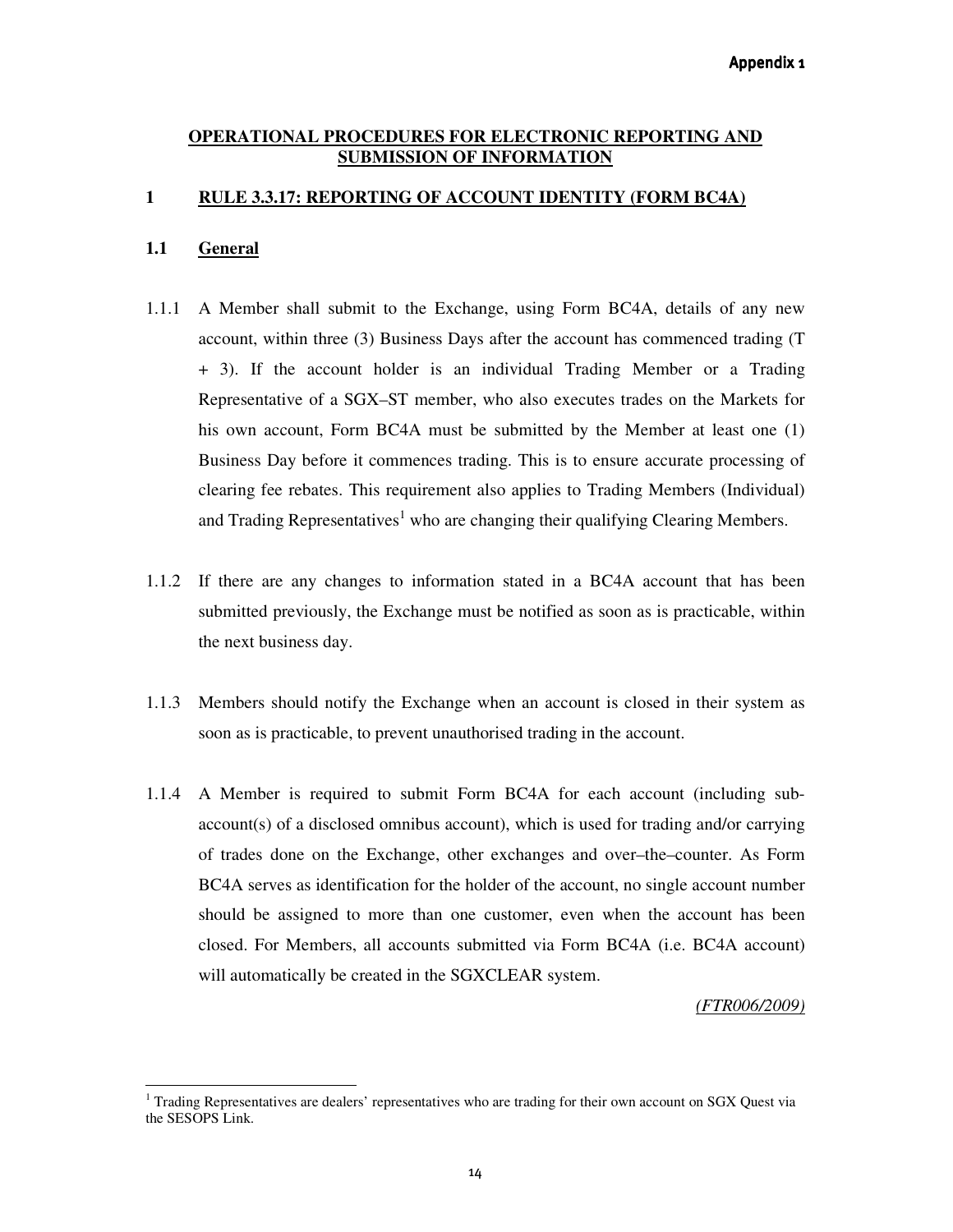Appendix 1

# OPERATIONAL PROCEDURES FOR ELECTRONIC REPORTING AND SUBMISSION OF INFORMATION

## 1 RULE 3.3.17: REPORTING OF ACCOUNT IDENTITY (FORM BC4A)

### 1.1 General

1.1.1 A Member shall submit to the Exchange, using Form BC4A, details of any new account, within three (3) Business Days after the account has commenced trading (T + 3). If the account holder is an individual Trading Member or a Trading Representative of a SGX–ST member, who also executes trades on the Markets for his own account, Form BC4A must be submitted by the Member at least one (1) Business Day before it commences trading. This is to ensure accurate processing of clearing fee rebates. This requirement also applies to Trading Members (Individual) and Trading Representatives[1] who are changing their qualifying Clearing Members.

1.1.2 If there are any changes to information stated in a BC4A account that has been submitted previously, the Exchange must be notified as soon as is practicable, within the next business day.

1.1.3 Members should notify the Exchange when an account is closed in their system as soon as is practicable, to prevent unauthorised trading in the account.

1.1.4 A Member is required to submit Form BC4A for each account (including sub-account(s) of a disclosed omnibus account), which is used for trading and/or carrying of trades done on the Exchange, other exchanges and over–the–counter. As Form BC4A serves as identification for the holder of the account, no single account number should be assigned to more than one customer, even when the account has been closed. For Members, all accounts submitted via Form BC4A (i.e. BC4A account) will automatically be created in the SGXCLEAR system.

*(FTR006/2009)*

[1] Trading Representatives are dealers' representatives who are trading for their own account on SGX Quest via the SESOPS Link.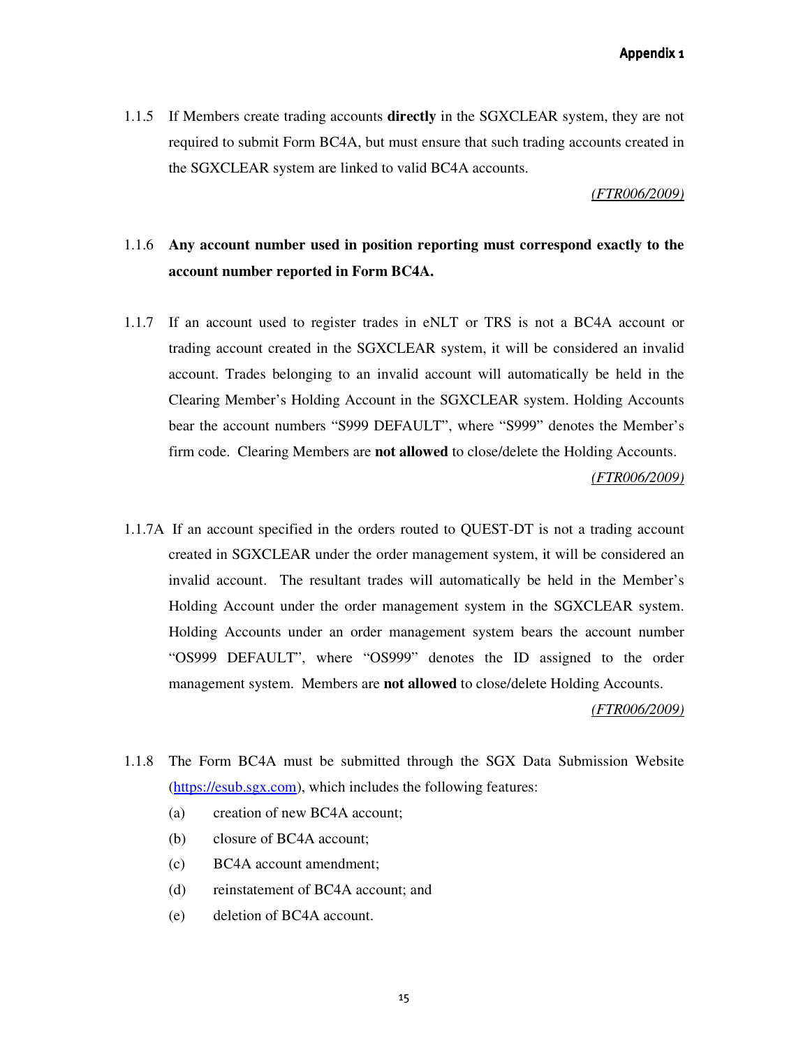1.1.5 If Members create trading accounts **directly** in the SGXCLEAR system, they are not required to submit Form BC4A, but must ensure that such trading accounts created in the SGXCLEAR system are linked to valid BC4A accounts.

*(FTR006/2009)*

1.1.6 **Any account number used in position reporting must correspond exactly to the account number reported in Form BC4A.**

1.1.7 If an account used to register trades in eNLT or TRS is not a BC4A account or trading account created in the SGXCLEAR system, it will be considered an invalid account. Trades belonging to an invalid account will automatically be held in the Clearing Member's Holding Account in the SGXCLEAR system. Holding Accounts bear the account numbers "S999 DEFAULT", where "S999" denotes the Member's firm code. Clearing Members are **not allowed** to close/delete the Holding Accounts.

*(FTR006/2009)*

1.1.7A If an account specified in the orders routed to QUEST-DT is not a trading account created in SGXCLEAR under the order management system, it will be considered an invalid account. The resultant trades will automatically be held in the Member's Holding Account under the order management system in the SGXCLEAR system. Holding Accounts under an order management system bears the account number "OS999 DEFAULT", where "OS999" denotes the ID assigned to the order management system. Members are **not allowed** to close/delete Holding Accounts.

*(FTR006/2009)*

1.1.8 The Form BC4A must be submitted through the SGX Data Submission Website (https://esub.sgx.com), which includes the following features:

(a) creation of new BC4A account;

(b) closure of BC4A account;

(c) BC4A account amendment;

(d) reinstatement of BC4A account; and

(e) deletion of BC4A account.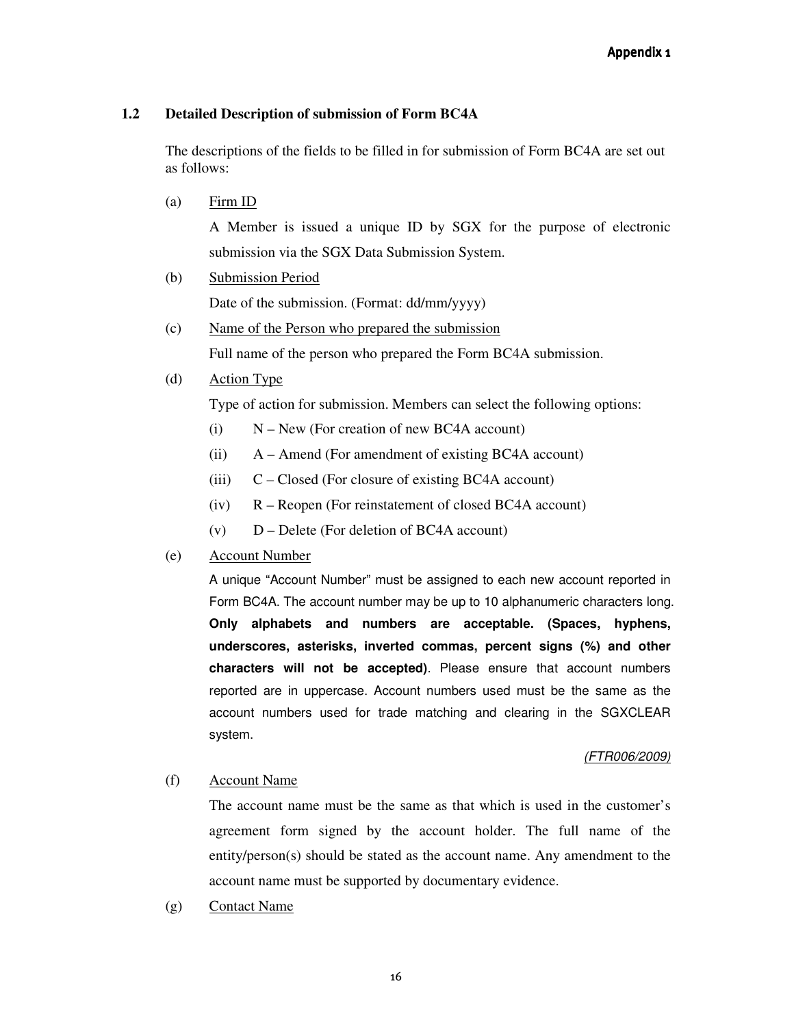### 1.2 Detailed Description of submission of Form BC4A

The descriptions of the fields to be filled in for submission of Form BC4A are set out as follows:

(a) Firm ID

A Member is issued a unique ID by SGX for the purpose of electronic submission via the SGX Data Submission System.

(b) Submission Period

Date of the submission. (Format: dd/mm/yyyy)

(c) Name of the Person who prepared the submission

Full name of the person who prepared the Form BC4A submission.

(d) Action Type

Type of action for submission. Members can select the following options:

(i) N – New (For creation of new BC4A account)

(ii) A – Amend (For amendment of existing BC4A account)

(iii) C – Closed (For closure of existing BC4A account)

(iv) R – Reopen (For reinstatement of closed BC4A account)

(v) D – Delete (For deletion of BC4A account)

(e) Account Number

A unique "Account Number" must be assigned to each new account reported in Form BC4A. The account number may be up to 10 alphanumeric characters long. **Only alphabets and numbers are acceptable. (Spaces, hyphens, underscores, asterisks, inverted commas, percent signs (%) and other characters will not be accepted)**. Please ensure that account numbers reported are in uppercase. Account numbers used must be the same as the account numbers used for trade matching and clearing in the SGXCLEAR system.

*(FTR006/2009)*

(f) Account Name

The account name must be the same as that which is used in the customer's agreement form signed by the account holder. The full name of the entity/person(s) should be stated as the account name. Any amendment to the account name must be supported by documentary evidence.

(g) Contact Name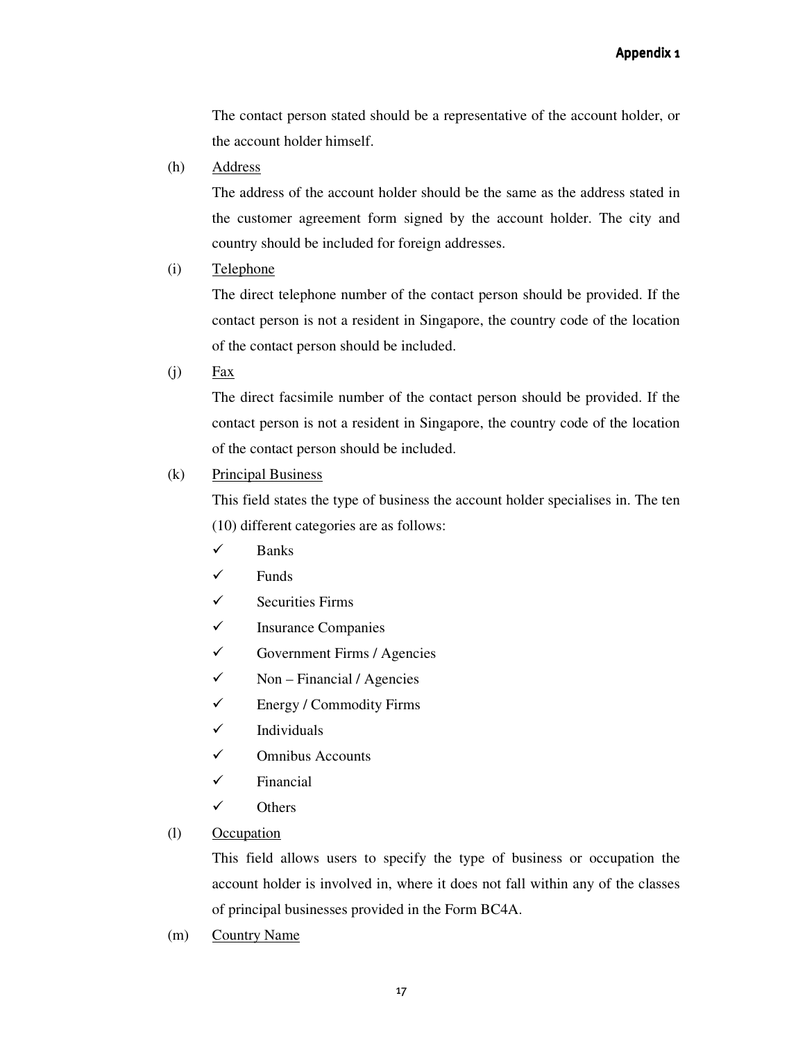The contact person stated should be a representative of the account holder, or the account holder himself.

(h) <u>Address</u>

The address of the account holder should be the same as the address stated in the customer agreement form signed by the account holder. The city and country should be included for foreign addresses.

(i) <u>Telephone</u>

The direct telephone number of the contact person should be provided. If the contact person is not a resident in Singapore, the country code of the location of the contact person should be included.

(j) <u>Fax</u>

The direct facsimile number of the contact person should be provided. If the contact person is not a resident in Singapore, the country code of the location of the contact person should be included.

(k) <u>Principal Business</u>

This field states the type of business the account holder specialises in. The ten (10) different categories are as follows:

- ✓ Banks
- ✓ Funds
- ✓ Securities Firms
- ✓ Insurance Companies
- ✓ Government Firms / Agencies
- ✓ Non – Financial / Agencies
- ✓ Energy / Commodity Firms
- ✓ Individuals
- ✓ Omnibus Accounts
- ✓ Financial
- ✓ Others

(l) <u>Occupation</u>

This field allows users to specify the type of business or occupation the account holder is involved in, where it does not fall within any of the classes of principal businesses provided in the Form BC4A.

(m) <u>Country Name</u>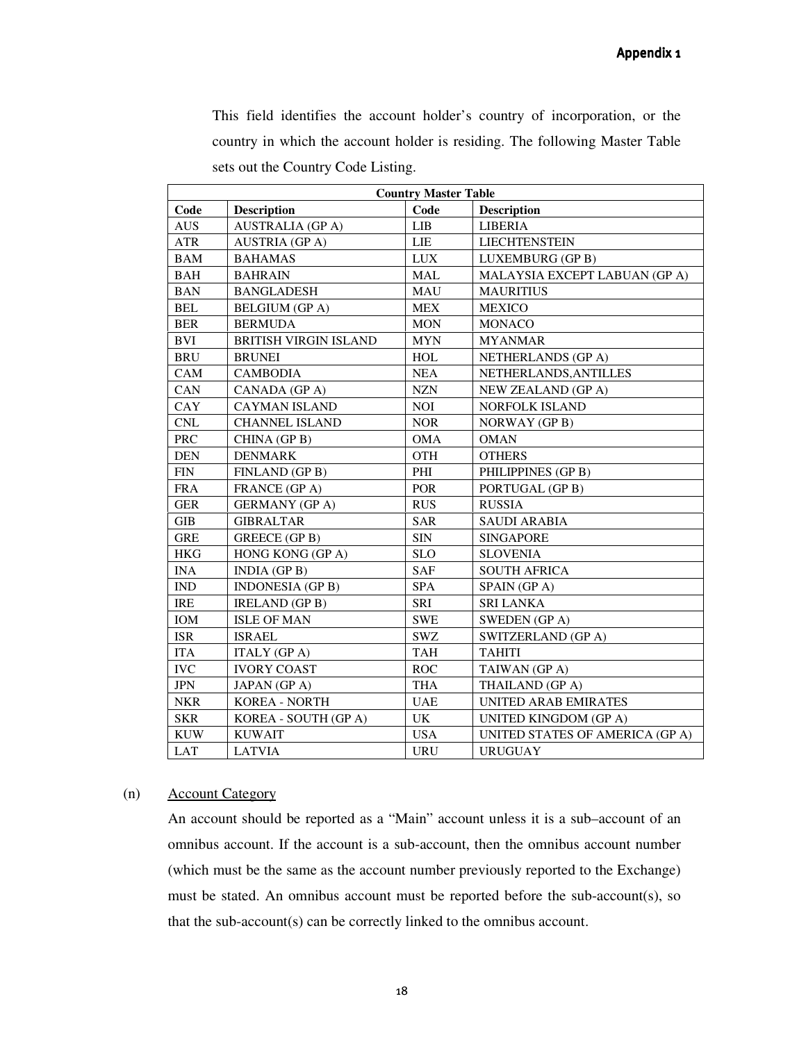This field identifies the account holder's country of incorporation, or the country in which the account holder is residing. The following Master Table sets out the Country Code Listing.

| Country Master Table | | | |
|---|---|---|---|
| **Code** | **Description** | **Code** | **Description** |
| AUS | AUSTRALIA (GP A) | LIB | LIBERIA |
| ATR | AUSTRIA (GP A) | LIE | LIECHTENSTEIN |
| BAM | BAHAMAS | LUX | LUXEMBURG (GP B) |
| BAH | BAHRAIN | MAL | MALAYSIA EXCEPT LABUAN (GP A) |
| BAN | BANGLADESH | MAU | MAURITIUS |
| BEL | BELGIUM (GP A) | MEX | MEXICO |
| BER | BERMUDA | MON | MONACO |
| BVI | BRITISH VIRGIN ISLAND | MYN | MYANMAR |
| BRU | BRUNEI | HOL | NETHERLANDS (GP A) |
| CAM | CAMBODIA | NEA | NETHERLANDS,ANTILLES |
| CAN | CANADA (GP A) | NZN | NEW ZEALAND (GP A) |
| CAY | CAYMAN ISLAND | NOI | NORFOLK ISLAND |
| CNL | CHANNEL ISLAND | NOR | NORWAY (GP B) |
| PRC | CHINA (GP B) | OMA | OMAN |
| DEN | DENMARK | OTH | OTHERS |
| FIN | FINLAND (GP B) | PHI | PHILIPPINES (GP B) |
| FRA | FRANCE (GP A) | POR | PORTUGAL (GP B) |
| GER | GERMANY (GP A) | RUS | RUSSIA |
| GIB | GIBRALTAR | SAR | SAUDI ARABIA |
| GRE | GREECE (GP B) | SIN | SINGAPORE |
| HKG | HONG KONG (GP A) | SLO | SLOVENIA |
| INA | INDIA (GP B) | SAF | SOUTH AFRICA |
| IND | INDONESIA (GP B) | SPA | SPAIN (GP A) |
| IRE | IRELAND (GP B) | SRI | SRI LANKA |
| IOM | ISLE OF MAN | SWE | SWEDEN (GP A) |
| ISR | ISRAEL | SWZ | SWITZERLAND (GP A) |
| ITA | ITALY (GP A) | TAH | TAHITI |
| IVC | IVORY COAST | ROC | TAIWAN (GP A) |
| JPN | JAPAN (GP A) | THA | THAILAND (GP A) |
| NKR | KOREA - NORTH | UAE | UNITED ARAB EMIRATES |
| SKR | KOREA - SOUTH (GP A) | UK | UNITED KINGDOM (GP A) |
| KUW | KUWAIT | USA | UNITED STATES OF AMERICA (GP A) |
| LAT | LATVIA | URU | URUGUAY |

(n) Account Category

An account should be reported as a "Main" account unless it is a sub–account of an omnibus account. If the account is a sub-account, then the omnibus account number (which must be the same as the account number previously reported to the Exchange) must be stated. An omnibus account must be reported before the sub-account(s), so that the sub-account(s) can be correctly linked to the omnibus account.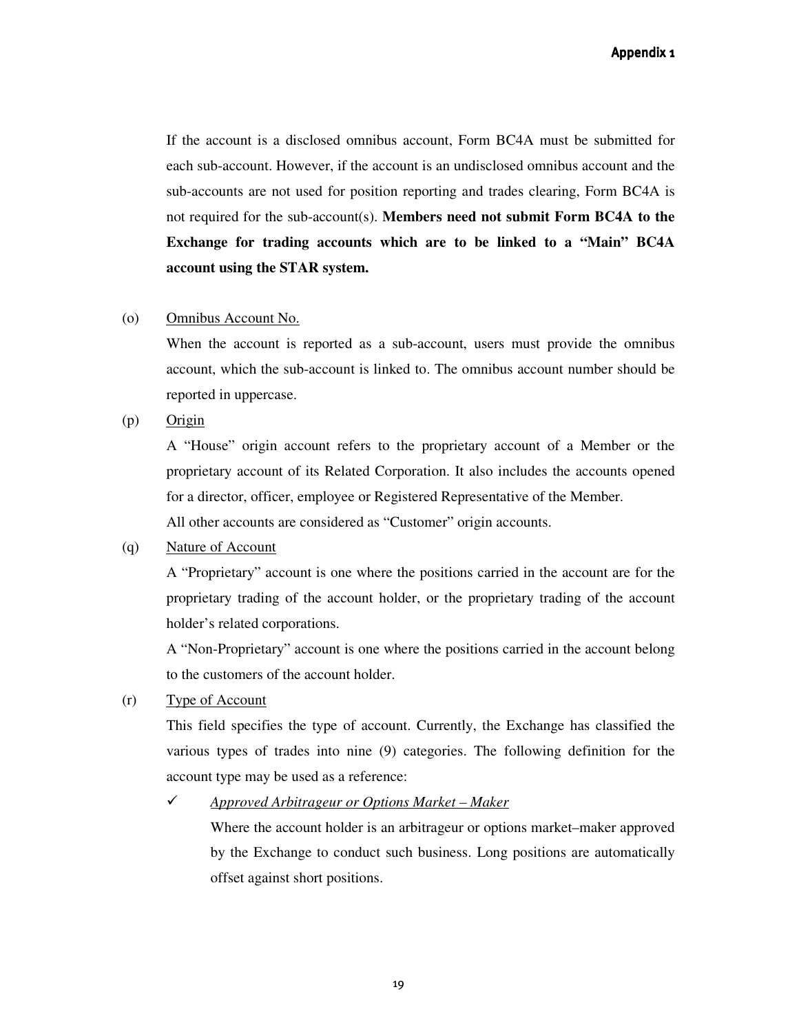If the account is a disclosed omnibus account, Form BC4A must be submitted for each sub-account. However, if the account is an undisclosed omnibus account and the sub-accounts are not used for position reporting and trades clearing, Form BC4A is not required for the sub-account(s). **Members need not submit Form BC4A to the Exchange for trading accounts which are to be linked to a "Main" BC4A account using the STAR system.**

(o) Omnibus Account No.

When the account is reported as a sub-account, users must provide the omnibus account, which the sub-account is linked to. The omnibus account number should be reported in uppercase.

(p) Origin

A "House" origin account refers to the proprietary account of a Member or the proprietary account of its Related Corporation. It also includes the accounts opened for a director, officer, employee or Registered Representative of the Member.

All other accounts are considered as "Customer" origin accounts.

(q) Nature of Account

A "Proprietary" account is one where the positions carried in the account are for the proprietary trading of the account holder, or the proprietary trading of the account holder's related corporations.

A "Non-Proprietary" account is one where the positions carried in the account belong to the customers of the account holder.

(r) Type of Account

This field specifies the type of account. Currently, the Exchange has classified the various types of trades into nine (9) categories. The following definition for the account type may be used as a reference:

- ✓ *Approved Arbitrageur or Options Market – Maker*

  Where the account holder is an arbitrageur or options market–maker approved by the Exchange to conduct such business. Long positions are automatically offset against short positions.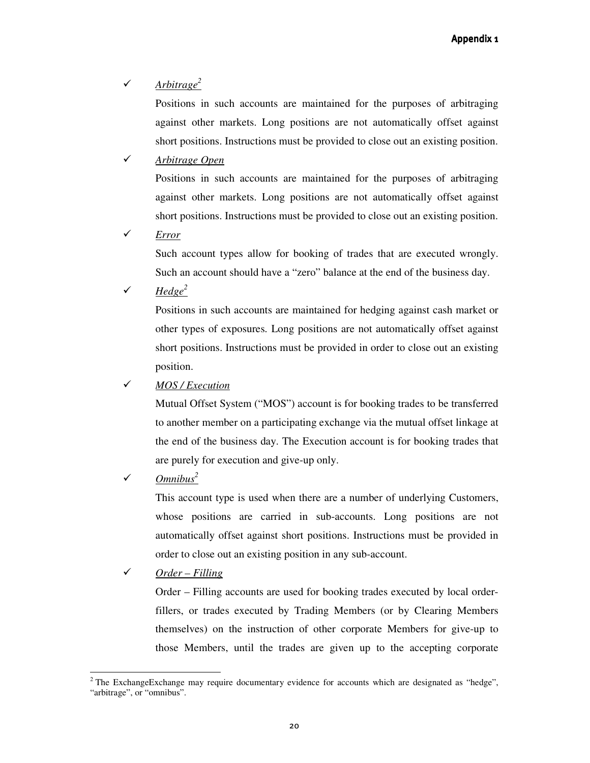- ✓ *Arbitrage*[2]

  Positions in such accounts are maintained for the purposes of arbitraging against other markets. Long positions are not automatically offset against short positions. Instructions must be provided to close out an existing position.

- ✓ *Arbitrage Open*

  Positions in such accounts are maintained for the purposes of arbitraging against other markets. Long positions are not automatically offset against short positions. Instructions must be provided to close out an existing position.

- ✓ *Error*

  Such account types allow for booking of trades that are executed wrongly. Such an account should have a "zero" balance at the end of the business day.

- ✓ *Hedge*[2]

  Positions in such accounts are maintained for hedging against cash market or other types of exposures. Long positions are not automatically offset against short positions. Instructions must be provided in order to close out an existing position.

- ✓ *MOS / Execution*

  Mutual Offset System ("MOS") account is for booking trades to be transferred to another member on a participating exchange via the mutual offset linkage at the end of the business day. The Execution account is for booking trades that are purely for execution and give-up only.

- ✓ *Omnibus*[2]

  This account type is used when there are a number of underlying Customers, whose positions are carried in sub-accounts. Long positions are not automatically offset against short positions. Instructions must be provided in order to close out an existing position in any sub-account.

- ✓ *Order – Filling*

  Order – Filling accounts are used for booking trades executed by local order-fillers, or trades executed by Trading Members (or by Clearing Members themselves) on the instruction of other corporate Members for give-up to those Members, until the trades are given up to the accepting corporate

---

[2] The ExchangeExchange may require documentary evidence for accounts which are designated as "hedge", "arbitrage", or "omnibus".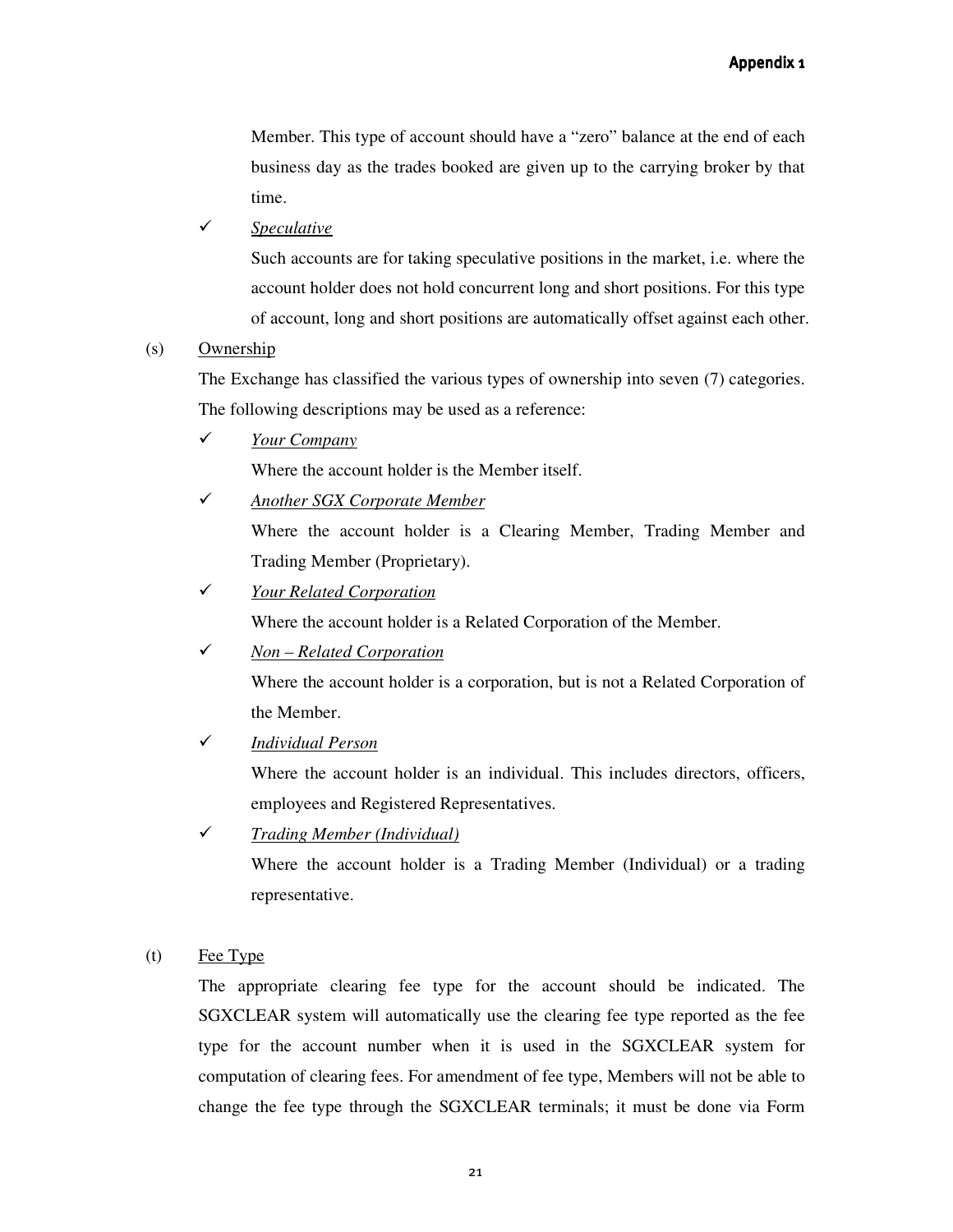Member. This type of account should have a "zero" balance at the end of each business day as the trades booked are given up to the carrying broker by that time.

- ✓ *Speculative*

  Such accounts are for taking speculative positions in the market, i.e. where the account holder does not hold concurrent long and short positions. For this type of account, long and short positions are automatically offset against each other.

(s) Ownership

The Exchange has classified the various types of ownership into seven (7) categories. The following descriptions may be used as a reference:

- ✓ *Your Company*

  Where the account holder is the Member itself.

- ✓ *Another SGX Corporate Member*

  Where the account holder is a Clearing Member, Trading Member and Trading Member (Proprietary).

- ✓ *Your Related Corporation*

  Where the account holder is a Related Corporation of the Member.

- ✓ *Non – Related Corporation*

  Where the account holder is a corporation, but is not a Related Corporation of the Member.

- ✓ *Individual Person*

  Where the account holder is an individual. This includes directors, officers, employees and Registered Representatives.

- ✓ *Trading Member (Individual)*

  Where the account holder is a Trading Member (Individual) or a trading representative.

(t) Fee Type

The appropriate clearing fee type for the account should be indicated. The SGXCLEAR system will automatically use the clearing fee type reported as the fee type for the account number when it is used in the SGXCLEAR system for computation of clearing fees. For amendment of fee type, Members will not be able to change the fee type through the SGXCLEAR terminals; it must be done via Form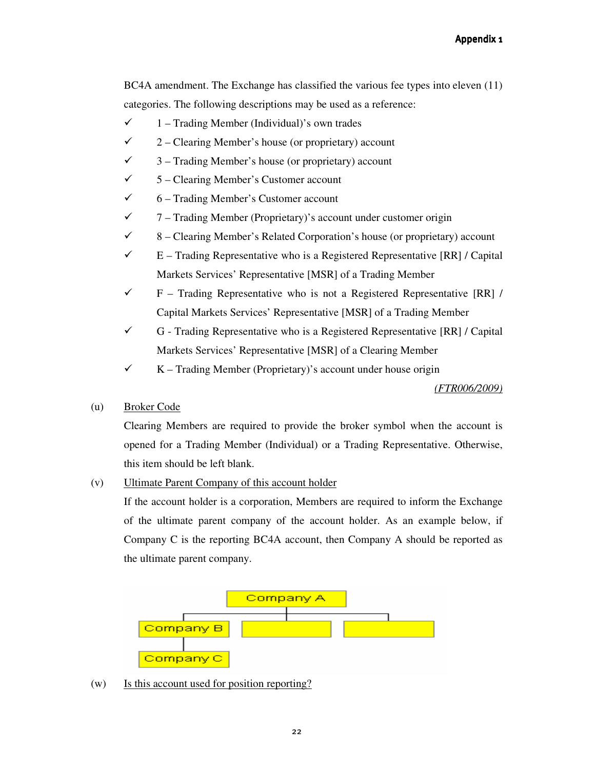BC4A amendment. The Exchange has classified the various fee types into eleven (11) categories. The following descriptions may be used as a reference:

- ✓ 1 – Trading Member (Individual)'s own trades
- ✓ 2 – Clearing Member's house (or proprietary) account
- ✓ 3 – Trading Member's house (or proprietary) account
- ✓ 5 – Clearing Member's Customer account
- ✓ 6 – Trading Member's Customer account
- ✓ 7 – Trading Member (Proprietary)'s account under customer origin
- ✓ 8 – Clearing Member's Related Corporation's house (or proprietary) account
- ✓ E – Trading Representative who is a Registered Representative [RR] / Capital Markets Services' Representative [MSR] of a Trading Member
- ✓ F – Trading Representative who is not a Registered Representative [RR] / Capital Markets Services' Representative [MSR] of a Trading Member
- ✓ G - Trading Representative who is a Registered Representative [RR] / Capital Markets Services' Representative [MSR] of a Clearing Member
- ✓ K – Trading Member (Proprietary)'s account under house origin

*(FTR006/2009)*

(u) Broker Code

Clearing Members are required to provide the broker symbol when the account is opened for a Trading Member (Individual) or a Trading Representative. Otherwise, this item should be left blank.

(v) Ultimate Parent Company of this account holder

If the account holder is a corporation, Members are required to inform the Exchange of the ultimate parent company of the account holder. As an example below, if Company C is the reporting BC4A account, then Company A should be reported as the ultimate parent company.

Company A
Company B
Company C

(w) Is this account used for position reporting?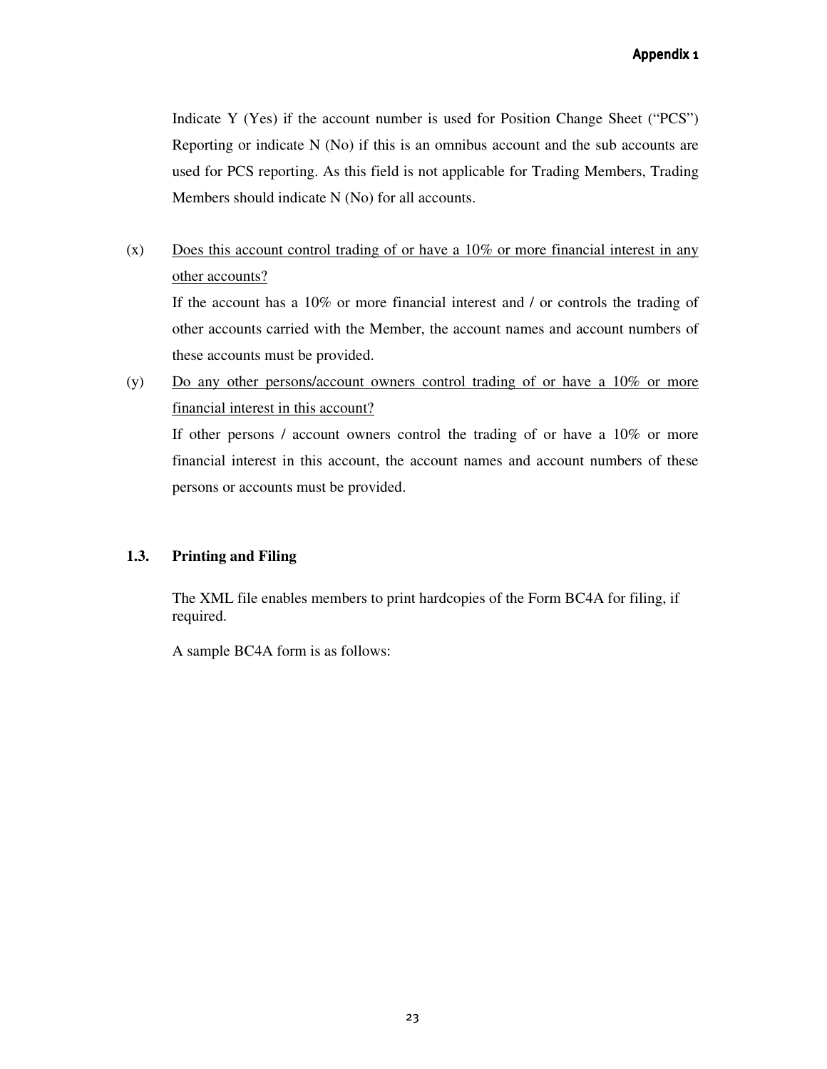Indicate Y (Yes) if the account number is used for Position Change Sheet ("PCS") Reporting or indicate N (No) if this is an omnibus account and the sub accounts are used for PCS reporting. As this field is not applicable for Trading Members, Trading Members should indicate N (No) for all accounts.

(x) Does this account control trading of or have a 10% or more financial interest in any other accounts?

If the account has a 10% or more financial interest and / or controls the trading of other accounts carried with the Member, the account names and account numbers of these accounts must be provided.

(y) Do any other persons/account owners control trading of or have a 10% or more financial interest in this account?

If other persons / account owners control the trading of or have a 10% or more financial interest in this account, the account names and account numbers of these persons or accounts must be provided.

### 1.3. Printing and Filing

The XML file enables members to print hardcopies of the Form BC4A for filing, if required.

A sample BC4A form is as follows: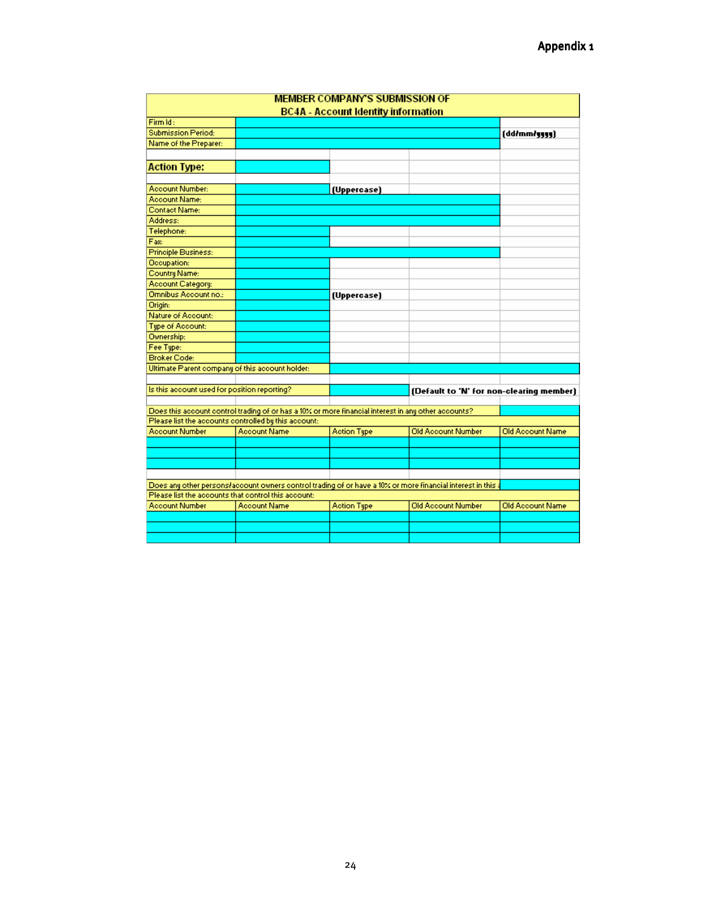# Appendix 1

| MEMBER COMPANY'S SUBMISSION OF BC4A - Account Identity information | | | | |
|---|---|---|---|---|
| Firm Id : | | | | |
| Submission Period: | | | | (dd/mm/yyyy) |
| Name of the Preparer: | | | | |
| | | | | |
| **Action Type:** | | | | |
| | | | | |
| Account Number: | | (Uppercase) | | |
| Account Name: | | | | |
| Contact Name: | | | | |
| Address: | | | | |
| Telephone: | | | | |
| Fax: | | | | |
| Principle Business: | | | | |
| Occupation: | | | | |
| Country Name: | | | | |
| Account Category: | | | | |
| Omnibus Account no.: | | (Uppercase) | | |
| Origin: | | | | |
| Nature of Account: | | | | |
| Type of Account: | | | | |
| Ownership: | | | | |
| Fee Type: | | | | |
| Broker Code: | | | | |
| Ultimate Parent company of this account holder: | | | | |
| | | | | |
| Is this account used for position reporting? | | | (Default to 'N' for non-clearing member) | |
| | | | | |
| Does this account control trading of or has a 10% or more financial interest in any other accounts? | | | | |
| Please list the accounts controlled by this account: | | | | |
| Account Number | Account Name | Action Type | Old Account Number | Old Account Name |
| | | | | |
| | | | | |
| | | | | |
| | | | | |
| Does any other persons/account owners control trading of or have a 10% or more financial interest in this a | | | | |
| Please list the accounts that control this account: | | | | |
| Account Number | Account Name | Action Type | Old Account Number | Old Account Name |
| | | | | |
| | | | | |
| | | | | |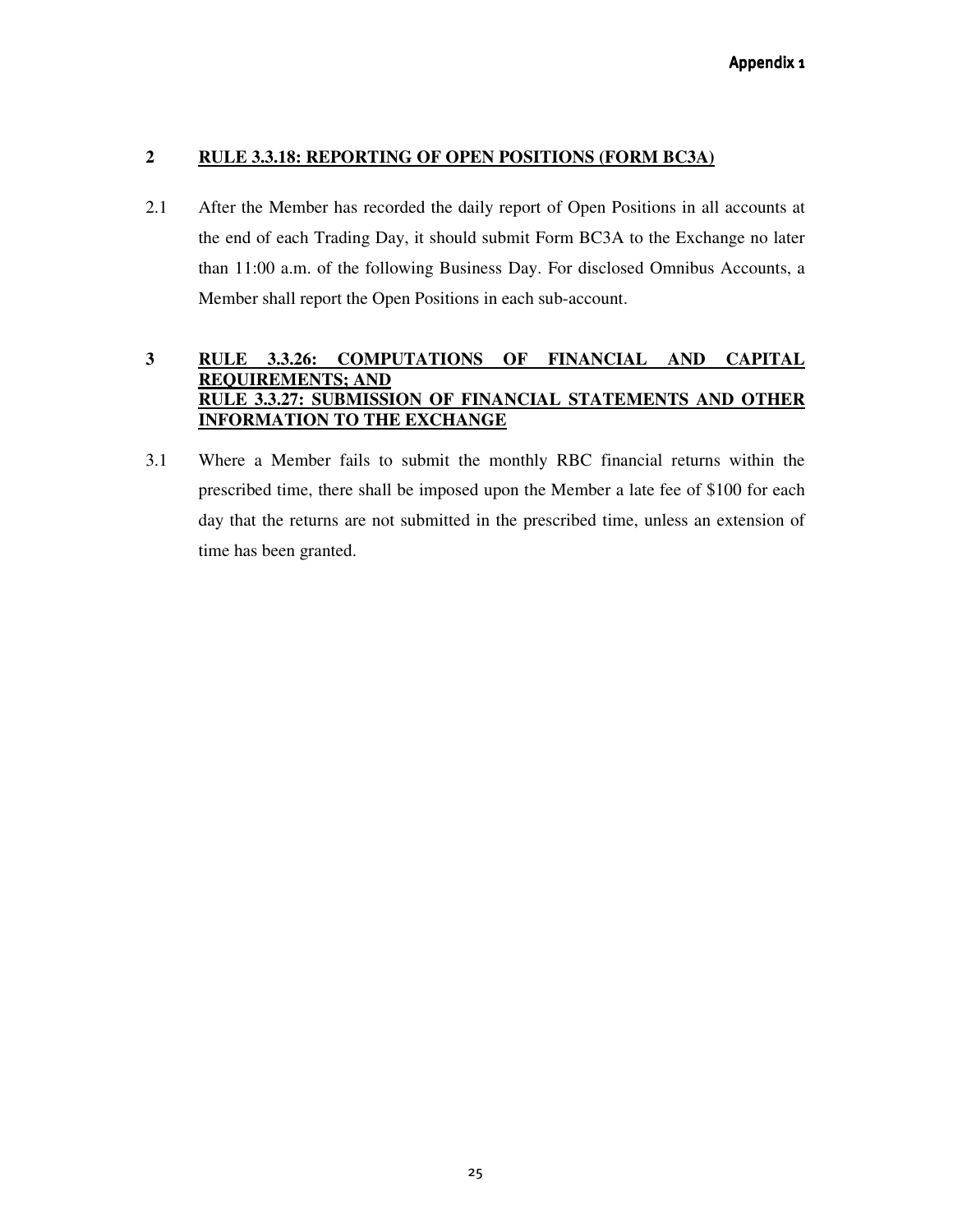## 2 RULE 3.3.18: REPORTING OF OPEN POSITIONS (FORM BC3A)

2.1 After the Member has recorded the daily report of Open Positions in all accounts at the end of each Trading Day, it should submit Form BC3A to the Exchange no later than 11:00 a.m. of the following Business Day. For disclosed Omnibus Accounts, a Member shall report the Open Positions in each sub-account.

## 3 RULE 3.3.26: COMPUTATIONS OF FINANCIAL AND CAPITAL REQUIREMENTS; AND RULE 3.3.27: SUBMISSION OF FINANCIAL STATEMENTS AND OTHER INFORMATION TO THE EXCHANGE

3.1 Where a Member fails to submit the monthly RBC financial returns within the prescribed time, there shall be imposed upon the Member a late fee of $100 for each day that the returns are not submitted in the prescribed time, unless an extension of time has been granted.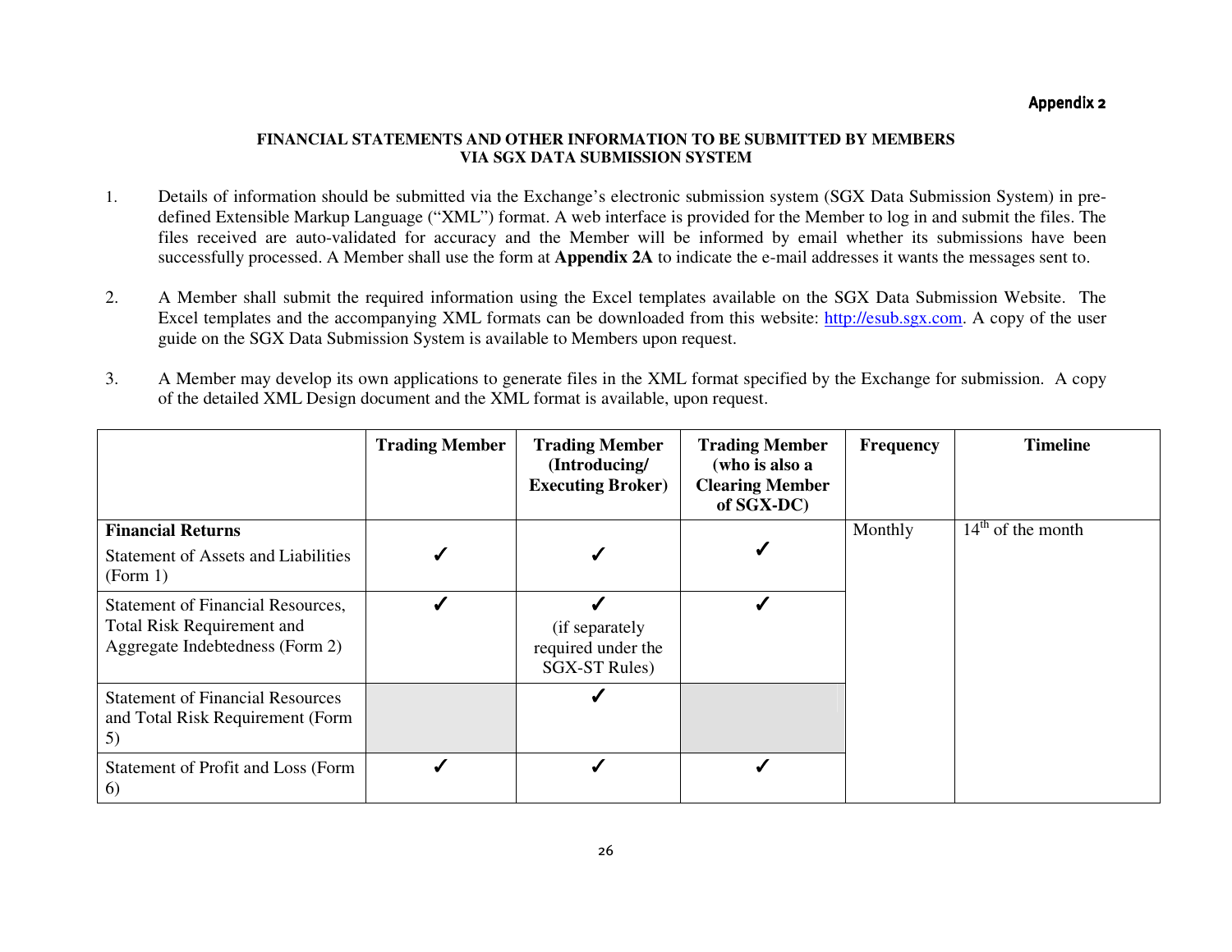Appendix 2

**FINANCIAL STATEMENTS AND OTHER INFORMATION TO BE SUBMITTED BY MEMBERS VIA SGX DATA SUBMISSION SYSTEM**

1. Details of information should be submitted via the Exchange's electronic submission system (SGX Data Submission System) in pre-defined Extensible Markup Language ("XML") format. A web interface is provided for the Member to log in and submit the files. The files received are auto-validated for accuracy and the Member will be informed by email whether its submissions have been successfully processed. A Member shall use the form at **Appendix 2A** to indicate the e-mail addresses it wants the messages sent to.

2. A Member shall submit the required information using the Excel templates available on the SGX Data Submission Website. The Excel templates and the accompanying XML formats can be downloaded from this website: http://esub.sgx.com. A copy of the user guide on the SGX Data Submission System is available to Members upon request.

3. A Member may develop its own applications to generate files in the XML format specified by the Exchange for submission. A copy of the detailed XML Design document and the XML format is available, upon request.

| | **Trading Member** | **Trading Member (Introducing/ Executing Broker)** | **Trading Member (who is also a Clearing Member of SGX-DC)** | **Frequency** | **Timeline** |
|---|---|---|---|---|---|
| **Financial Returns**<br>Statement of Assets and Liabilities (Form 1) | ✓ | ✓ | ✓ | Monthly | 14th of the month |
| Statement of Financial Resources, Total Risk Requirement and Aggregate Indebtedness (Form 2) | ✓ | ✓<br>(if separately required under the SGX-ST Rules) | ✓ | | |
| Statement of Financial Resources and Total Risk Requirement (Form 5) | | ✓ | | | |
| Statement of Profit and Loss (Form 6) | ✓ | ✓ | ✓ | | |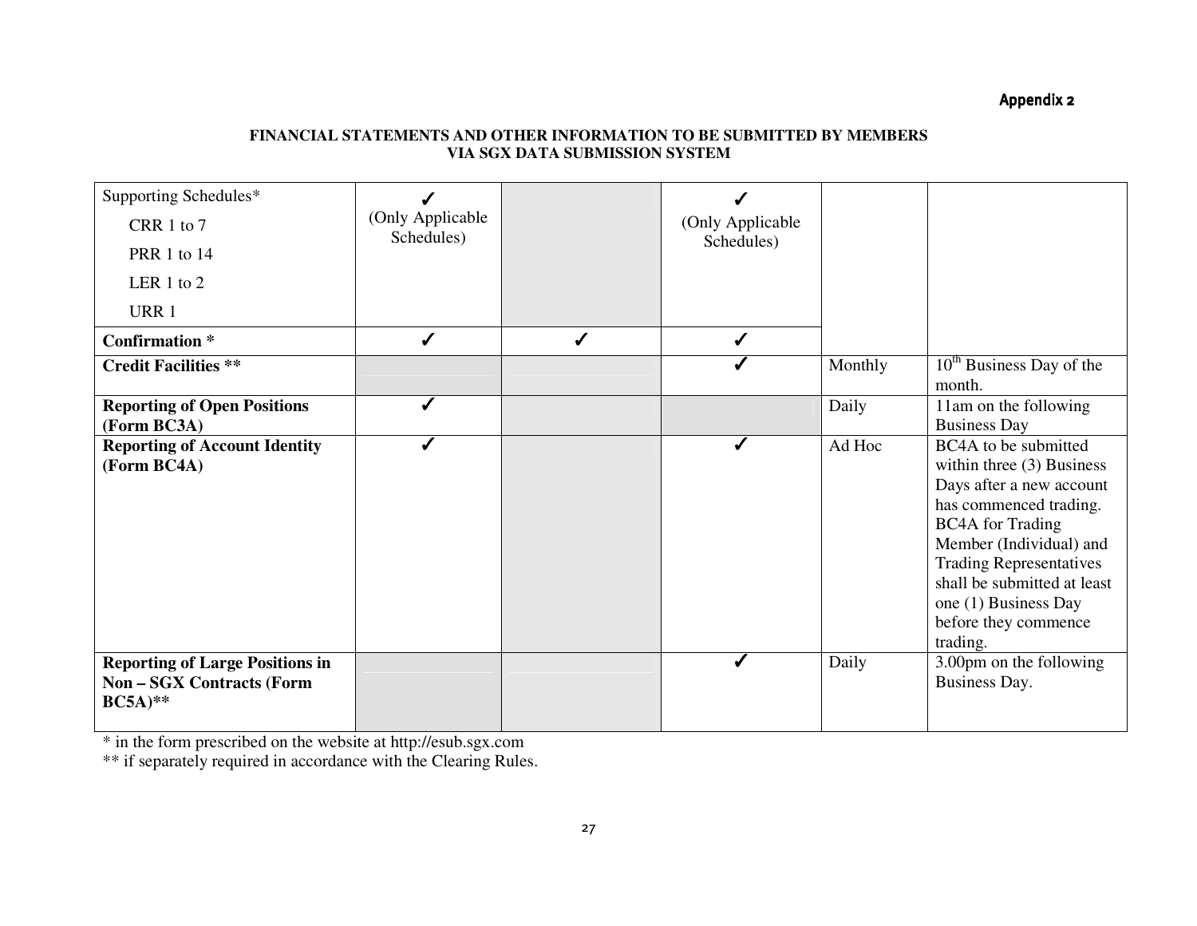Appendix 2

**FINANCIAL STATEMENTS AND OTHER INFORMATION TO BE SUBMITTED BY MEMBERS VIA SGX DATA SUBMISSION SYSTEM**

| | | | | | |
|---|---|---|---|---|---|
| Supporting Schedules*<br>CRR 1 to 7<br>PRR 1 to 14<br>LER 1 to 2<br>URR 1 | ✓<br>(Only Applicable Schedules) | | ✓<br>(Only Applicable Schedules) | | |
| **Confirmation *** | ✓ | ✓ | ✓ | | |
| **Credit Facilities **** | | | ✓ | Monthly | 10th Business Day of the month. |
| **Reporting of Open Positions (Form BC3A)** | ✓ | | | Daily | 11am on the following Business Day |
| **Reporting of Account Identity (Form BC4A)** | ✓ | | ✓ | Ad Hoc | BC4A to be submitted within three (3) Business Days after a new account has commenced trading. BC4A for Trading Member (Individual) and Trading Representatives shall be submitted at least one (1) Business Day before they commence trading. |
| **Reporting of Large Positions in Non – SGX Contracts (Form BC5A)**** | | | ✓ | Daily | 3.00pm on the following Business Day. |

* in the form prescribed on the website at http://esub.sgx.com

** if separately required in accordance with the Clearing Rules.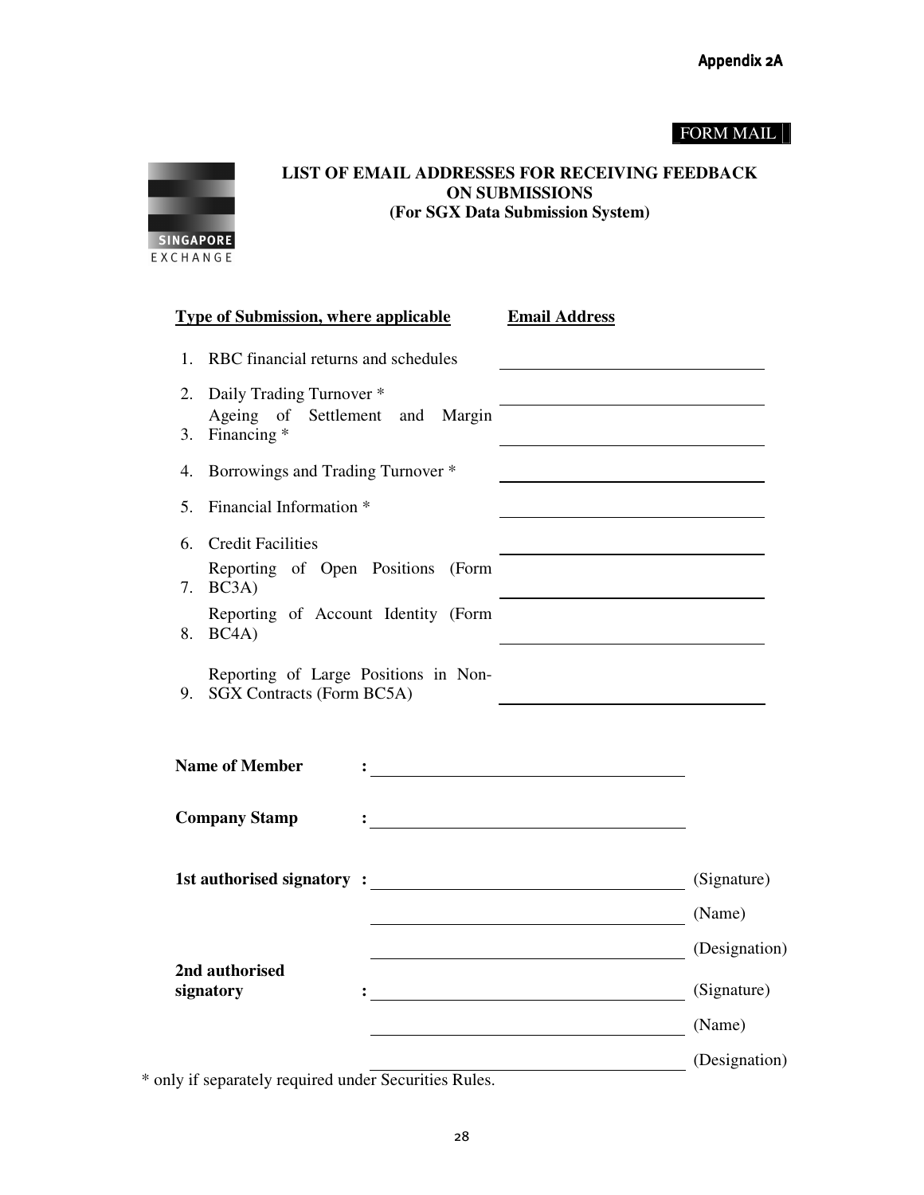Appendix 2A

FORM MAIL

SINGAPORE EXCHANGE

## LIST OF EMAIL ADDRESSES FOR RECEIVING FEEDBACK ON SUBMISSIONS
### (For SGX Data Submission System)

| Type of Submission, where applicable | Email Address |
|---|---|
| 1. RBC financial returns and schedules | |
| 2. Daily Trading Turnover * | |
| 3. Ageing of Settlement and Margin Financing * | |
| 4. Borrowings and Trading Turnover * | |
| 5. Financial Information * | |
| 6. Credit Facilities | |
| 7. Reporting of Open Positions (Form BC3A) | |
| 8. Reporting of Account Identity (Form BC4A) | |
| 9. Reporting of Large Positions in Non-SGX Contracts (Form BC5A) | |

**Name of Member** : ____________________

**Company Stamp** : ____________________

**1st authorised signatory** : ____________________ (Signature)

____________________ (Name)

____________________ (Designation)

**2nd authorised signatory** : ____________________ (Signature)

____________________ (Name)

____________________ (Designation)

\* only if separately required under Securities Rules.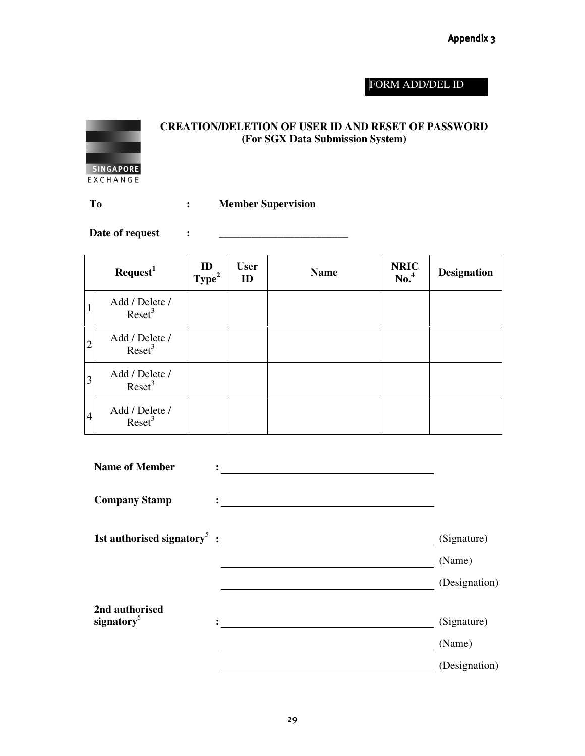Appendix 3

FORM ADD/DEL ID

**CREATION/DELETION OF USER ID AND RESET OF PASSWORD**
**(For SGX Data Submission System)**

SINGAPORE EXCHANGE

**To** : **Member Supervision**

**Date of request** : ________________________

| | Request[1] | ID Type[2] | User ID | Name | NRIC No.[4] | Designation |
|---|---|---|---|---|---|---|
| 1 | Add / Delete / Reset[3] | | | | | |
| 2 | Add / Delete / Reset[3] | | | | | |
| 3 | Add / Delete / Reset[3] | | | | | |
| 4 | Add / Delete / Reset[3] | | | | | |

**Name of Member** : ________________________________________

**Company Stamp** : ________________________________________

**1st authorised signatory**[5] : ________________________________________ (Signature)

________________________________________ (Name)

________________________________________ (Designation)

**2nd authorised signatory**[5] : ________________________________________ (Signature)

________________________________________ (Name)

________________________________________ (Designation)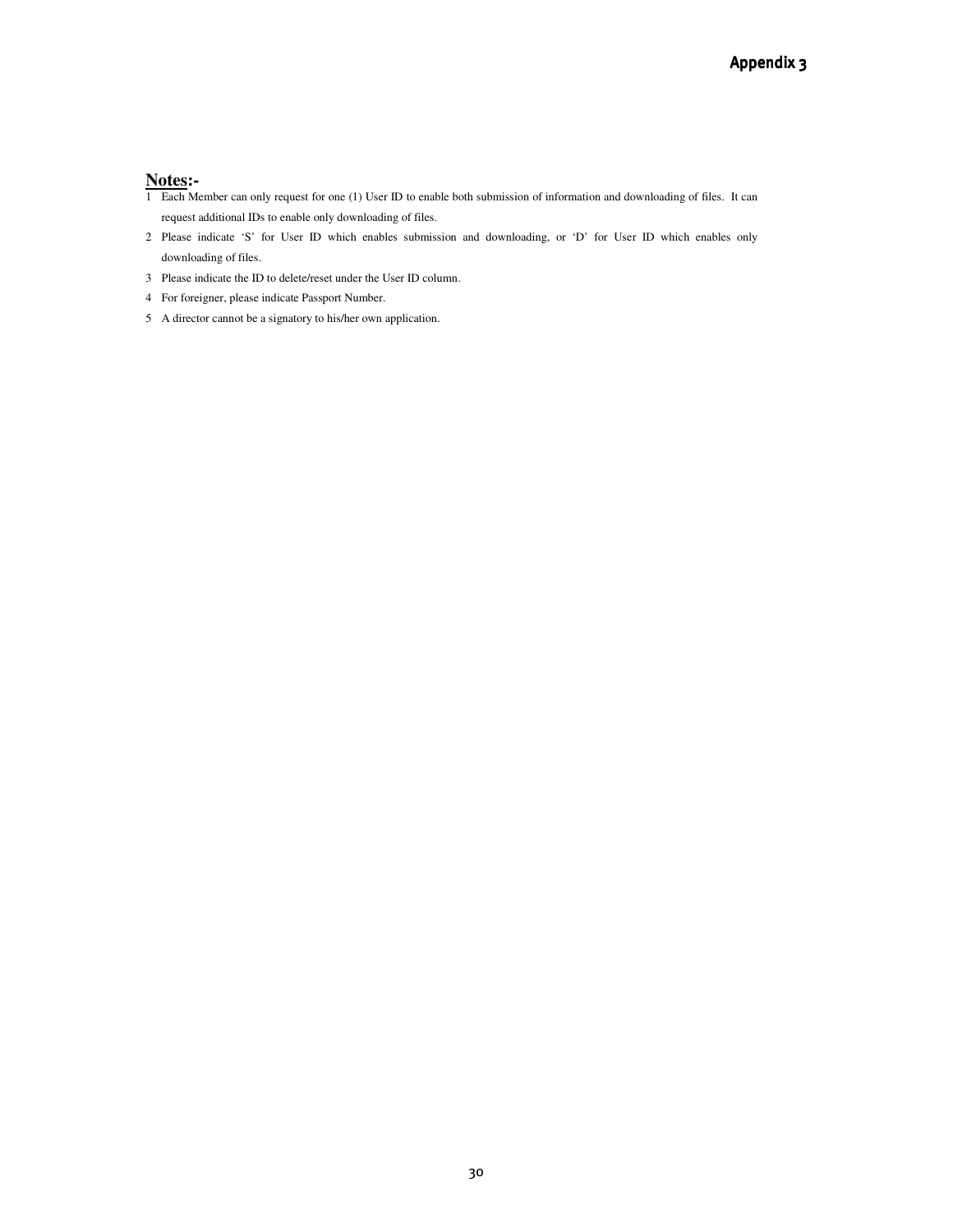# Appendix 3

**Notes:-**

1. Each Member can only request for one (1) User ID to enable both submission of information and downloading of files. It can request additional IDs to enable only downloading of files.
2. Please indicate 'S' for User ID which enables submission and downloading, or 'D' for User ID which enables only downloading of files.
3. Please indicate the ID to delete/reset under the User ID column.
4. For foreigner, please indicate Passport Number.
5. A director cannot be a signatory to his/her own application.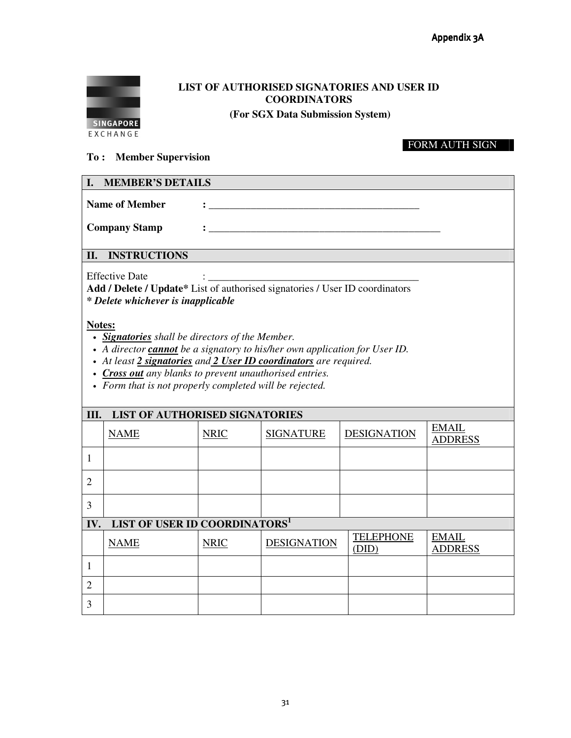Appendix 3A

# LIST OF AUTHORISED SIGNATORIES AND USER ID COORDINATORS

**(For SGX Data Submission System)**

FORM AUTH SIGN

**To : Member Supervision**

## I. MEMBER'S DETAILS

**Name of Member** : ________________________________________

**Company Stamp** : ____________________________________________

## II. INSTRUCTIONS

Effective Date : ________________________________________

**Add / Delete / Update*** List of authorised signatories / User ID coordinators

***\* Delete whichever is inapplicable***

**Notes:**

- ***Signatories*** *shall be directors of the Member.*
- *A director* ***cannot*** *be a signatory to his/her own application for User ID.*
- *At least* ***2 signatories*** *and* ***2 User ID coordinators*** *are required.*
- ***Cross out*** *any blanks to prevent unauthorised entries.*
- *Form that is not properly completed will be rejected.*

## III. LIST OF AUTHORISED SIGNATORIES

| | NAME | NRIC | SIGNATURE | DESIGNATION | EMAIL ADDRESS |
|---|---|---|---|---|---|
| 1 | | | | | |
| 2 | | | | | |
| 3 | | | | | |

## IV. LIST OF USER ID COORDINATORS[1]

| | NAME | NRIC | DESIGNATION | TELEPHONE (DID) | EMAIL ADDRESS |
|---|---|---|---|---|---|
| 1 | | | | | |
| 2 | | | | | |
| 3 | | | | | |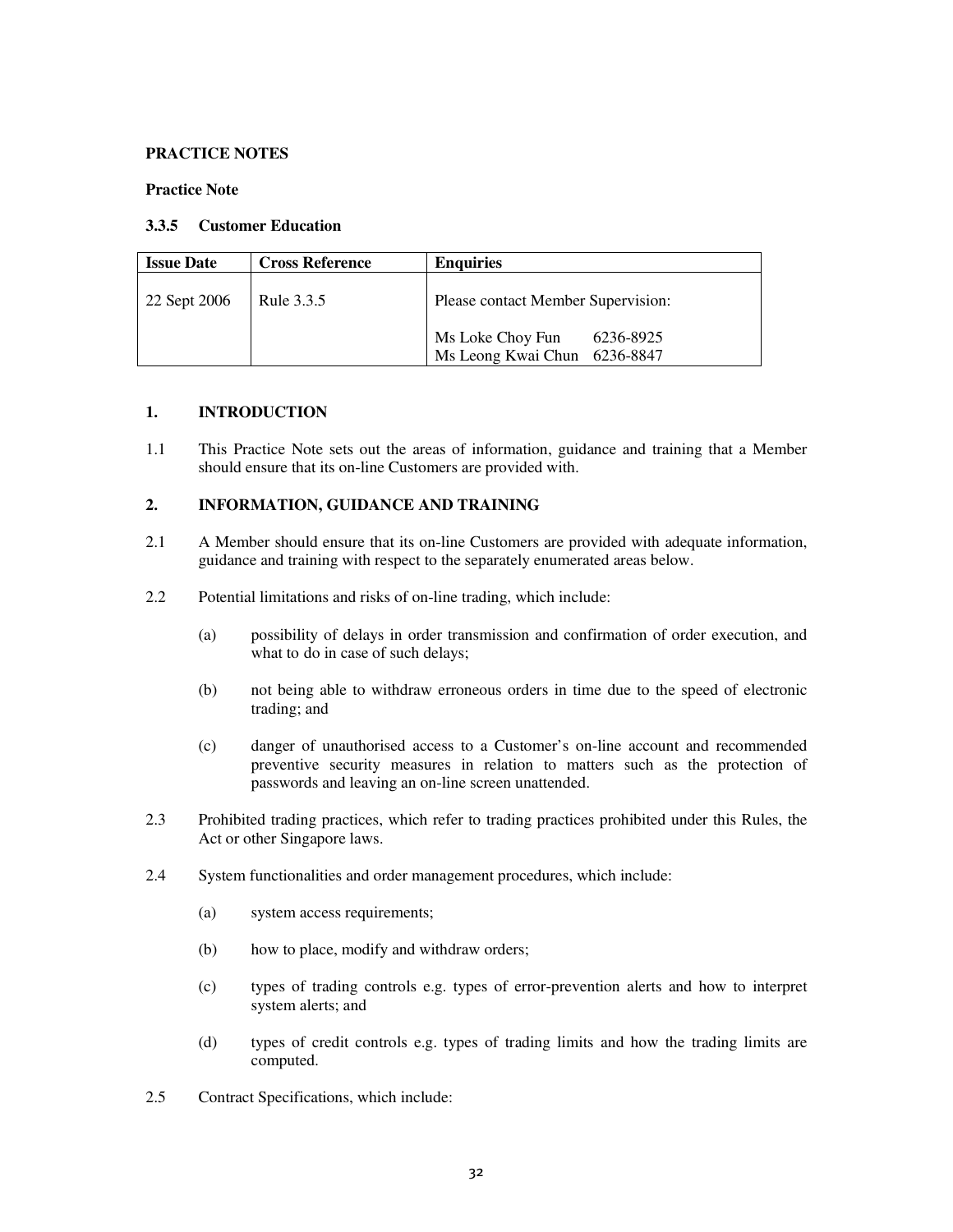**PRACTICE NOTES**

**Practice Note**

**3.3.5 Customer Education**

| Issue Date | Cross Reference | Enquiries |
|---|---|---|
| 22 Sept 2006 | Rule 3.3.5 | Please contact Member Supervision:<br><br>Ms Loke Choy Fun 6236-8925<br>Ms Leong Kwai Chun 6236-8847 |

## 1. INTRODUCTION

1.1 This Practice Note sets out the areas of information, guidance and training that a Member should ensure that its on-line Customers are provided with.

## 2. INFORMATION, GUIDANCE AND TRAINING

2.1 A Member should ensure that its on-line Customers are provided with adequate information, guidance and training with respect to the separately enumerated areas below.

2.2 Potential limitations and risks of on-line trading, which include:

(a) possibility of delays in order transmission and confirmation of order execution, and what to do in case of such delays;

(b) not being able to withdraw erroneous orders in time due to the speed of electronic trading; and

(c) danger of unauthorised access to a Customer's on-line account and recommended preventive security measures in relation to matters such as the protection of passwords and leaving an on-line screen unattended.

2.3 Prohibited trading practices, which refer to trading practices prohibited under this Rules, the Act or other Singapore laws.

2.4 System functionalities and order management procedures, which include:

(a) system access requirements;

(b) how to place, modify and withdraw orders;

(c) types of trading controls e.g. types of error-prevention alerts and how to interpret system alerts; and

(d) types of credit controls e.g. types of trading limits and how the trading limits are computed.

2.5 Contract Specifications, which include: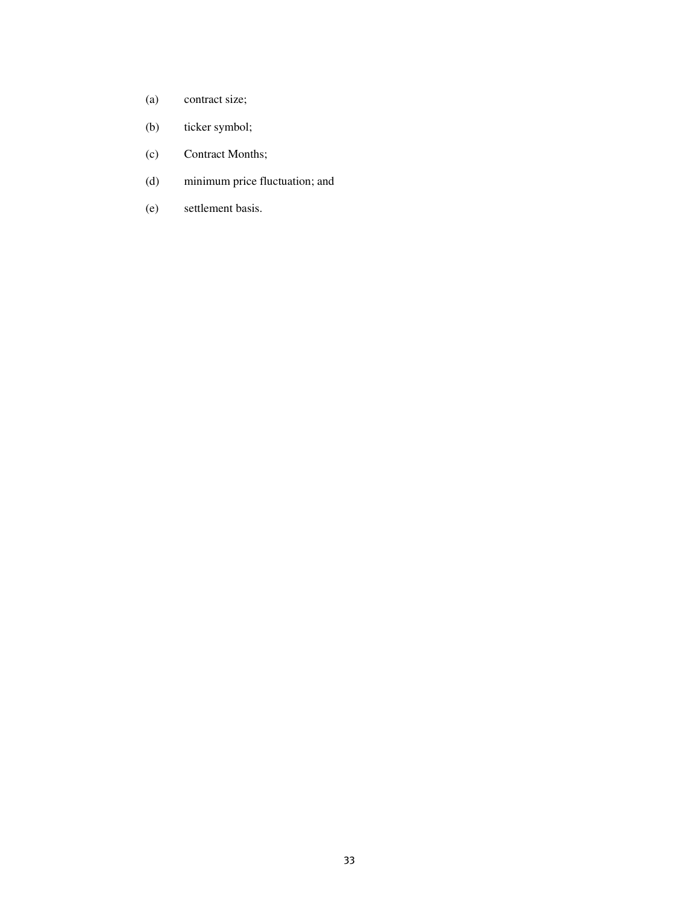(a) contract size;

(b) ticker symbol;

(c) Contract Months;

(d) minimum price fluctuation; and

(e) settlement basis.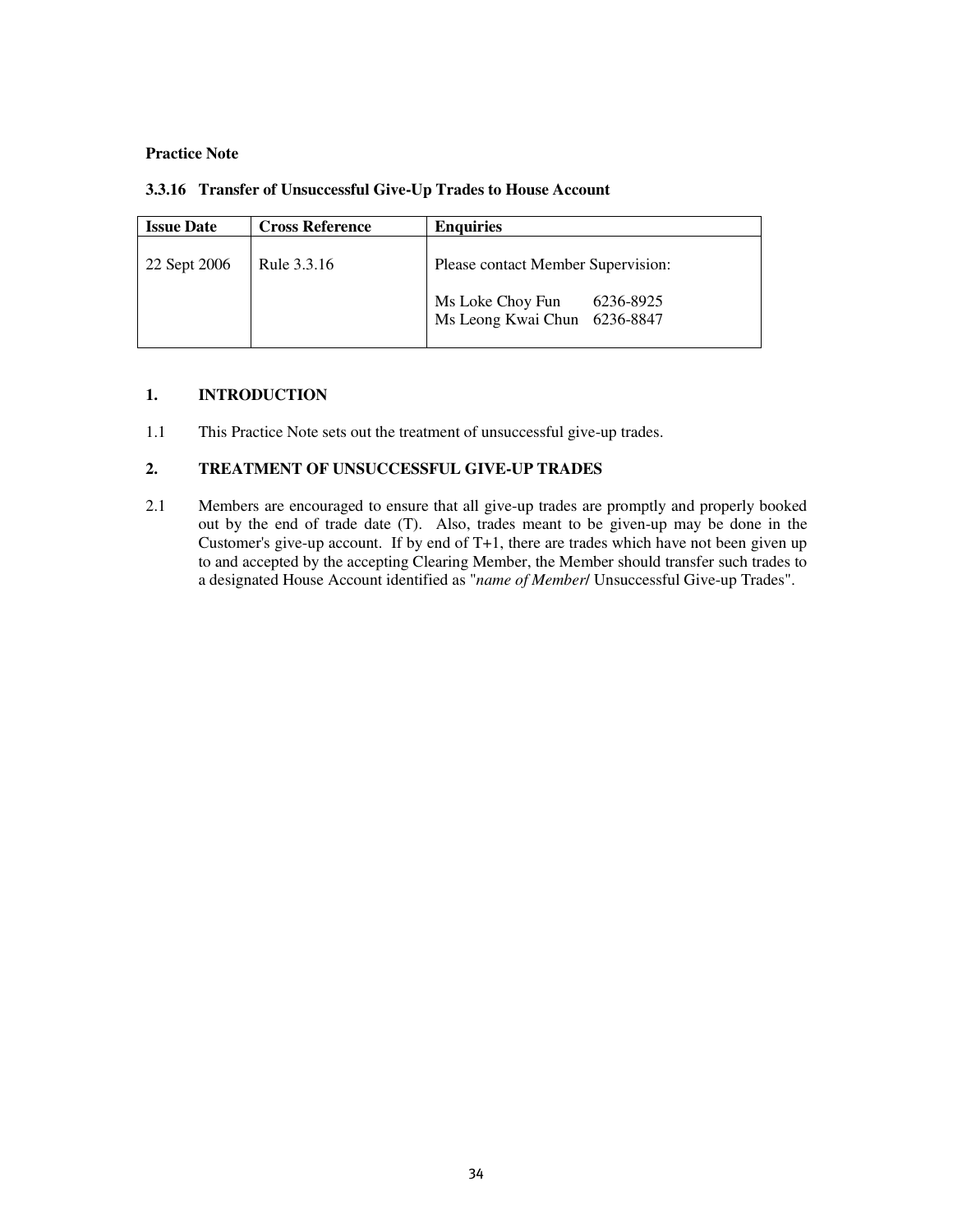**Practice Note**

**3.3.16 Transfer of Unsuccessful Give-Up Trades to House Account**

| Issue Date | Cross Reference | Enquiries |
|---|---|---|
| 22 Sept 2006 | Rule 3.3.16 | Please contact Member Supervision:<br><br>Ms Loke Choy Fun 6236-8925<br>Ms Leong Kwai Chun 6236-8847 |

## 1. INTRODUCTION

1.1 This Practice Note sets out the treatment of unsuccessful give-up trades.

## 2. TREATMENT OF UNSUCCESSFUL GIVE-UP TRADES

2.1 Members are encouraged to ensure that all give-up trades are promptly and properly booked out by the end of trade date (T). Also, trades meant to be given-up may be done in the Customer's give-up account. If by end of T+1, there are trades which have not been given up to and accepted by the accepting Clearing Member, the Member should transfer such trades to a designated House Account identified as "*name of Member*/ Unsuccessful Give-up Trades".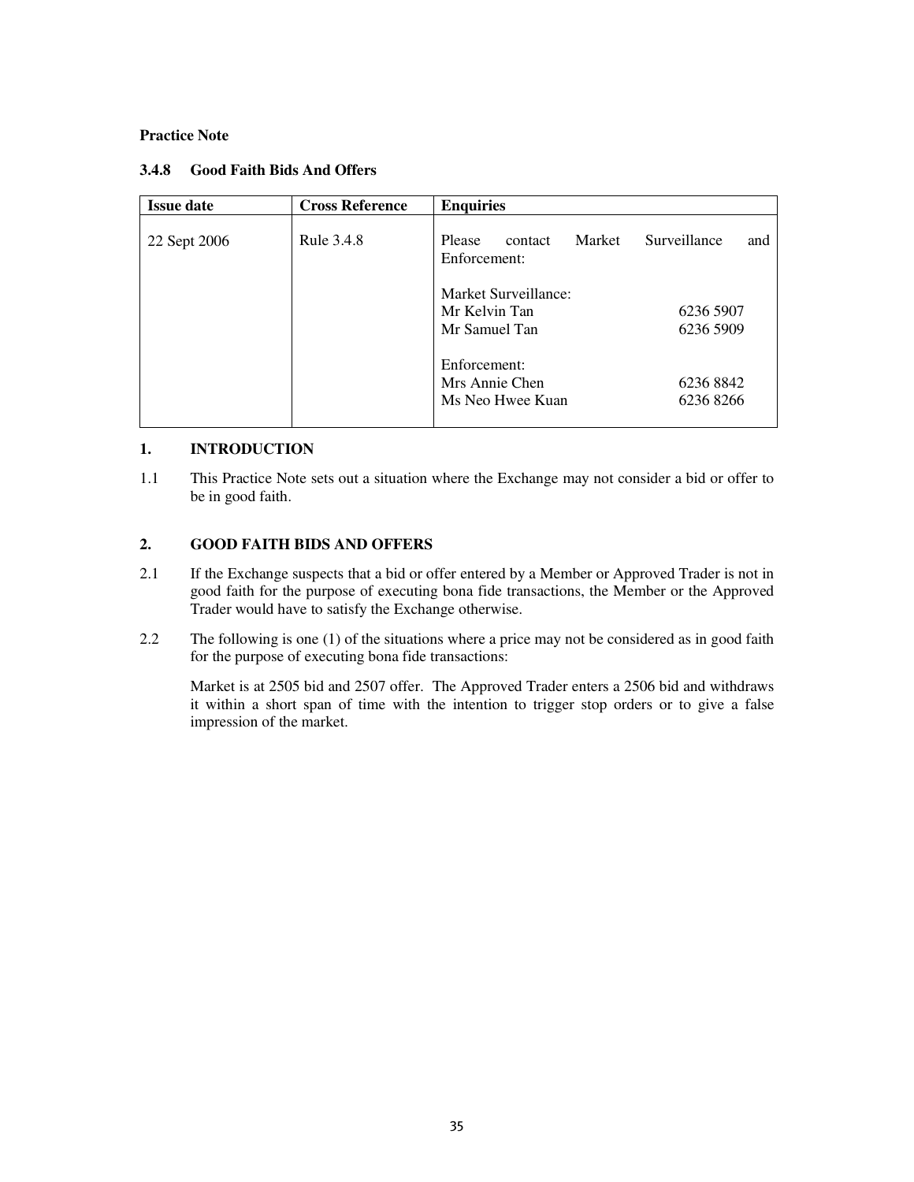**Practice Note**

**3.4.8 Good Faith Bids And Offers**

| Issue date | Cross Reference | Enquiries |
|---|---|---|
| 22 Sept 2006 | Rule 3.4.8 | Please contact Market Surveillance and Enforcement:<br><br>Market Surveillance:<br>Mr Kelvin Tan 6236 5907<br>Mr Samuel Tan 6236 5909<br><br>Enforcement:<br>Mrs Annie Chen 6236 8842<br>Ms Neo Hwee Kuan 6236 8266 |

## 1. INTRODUCTION

1.1 This Practice Note sets out a situation where the Exchange may not consider a bid or offer to be in good faith.

## 2. GOOD FAITH BIDS AND OFFERS

2.1 If the Exchange suspects that a bid or offer entered by a Member or Approved Trader is not in good faith for the purpose of executing bona fide transactions, the Member or the Approved Trader would have to satisfy the Exchange otherwise.

2.2 The following is one (1) of the situations where a price may not be considered as in good faith for the purpose of executing bona fide transactions:

Market is at 2505 bid and 2507 offer. The Approved Trader enters a 2506 bid and withdraws it within a short span of time with the intention to trigger stop orders or to give a false impression of the market.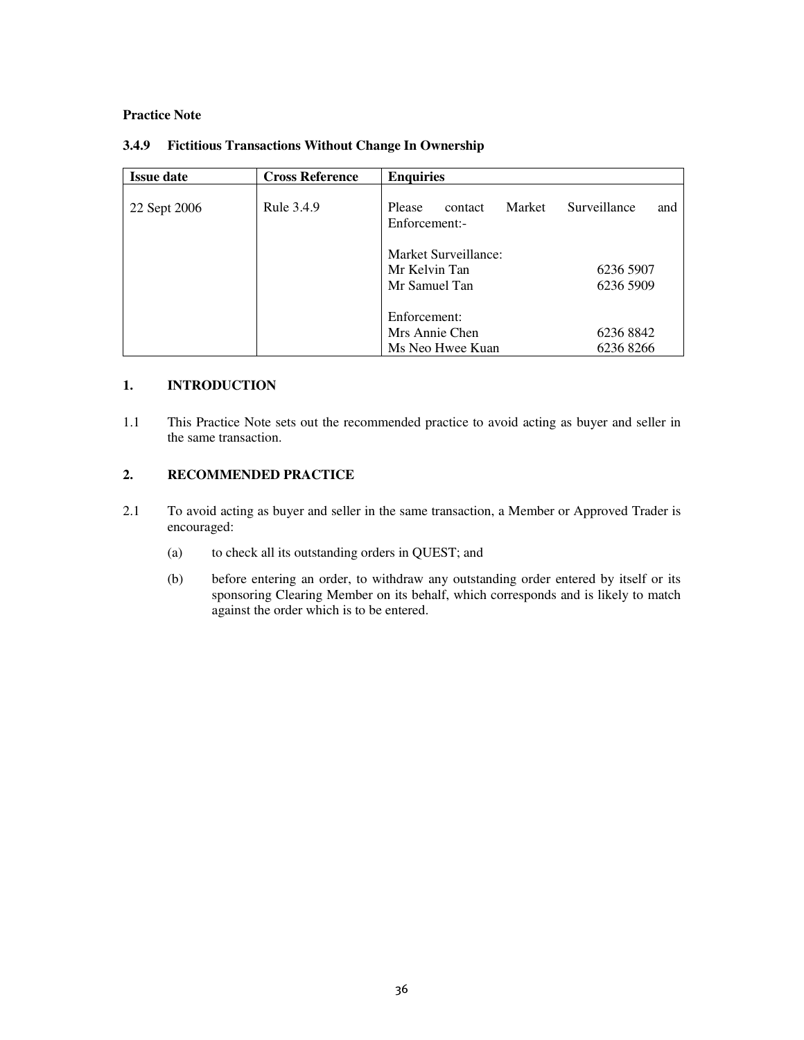**Practice Note**

**3.4.9 Fictitious Transactions Without Change In Ownership**

| Issue date | Cross Reference | Enquiries |
|---|---|---|
| 22 Sept 2006 | Rule 3.4.9 | Please contact Market Surveillance and Enforcement:-<br><br>Market Surveillance:<br>Mr Kelvin Tan 6236 5907<br>Mr Samuel Tan 6236 5909<br><br>Enforcement:<br>Mrs Annie Chen 6236 8842<br>Ms Neo Hwee Kuan 6236 8266 |

**1. INTRODUCTION**

1.1 This Practice Note sets out the recommended practice to avoid acting as buyer and seller in the same transaction.

**2. RECOMMENDED PRACTICE**

2.1 To avoid acting as buyer and seller in the same transaction, a Member or Approved Trader is encouraged:

(a) to check all its outstanding orders in QUEST; and

(b) before entering an order, to withdraw any outstanding order entered by itself or its sponsoring Clearing Member on its behalf, which corresponds and is likely to match against the order which is to be entered.